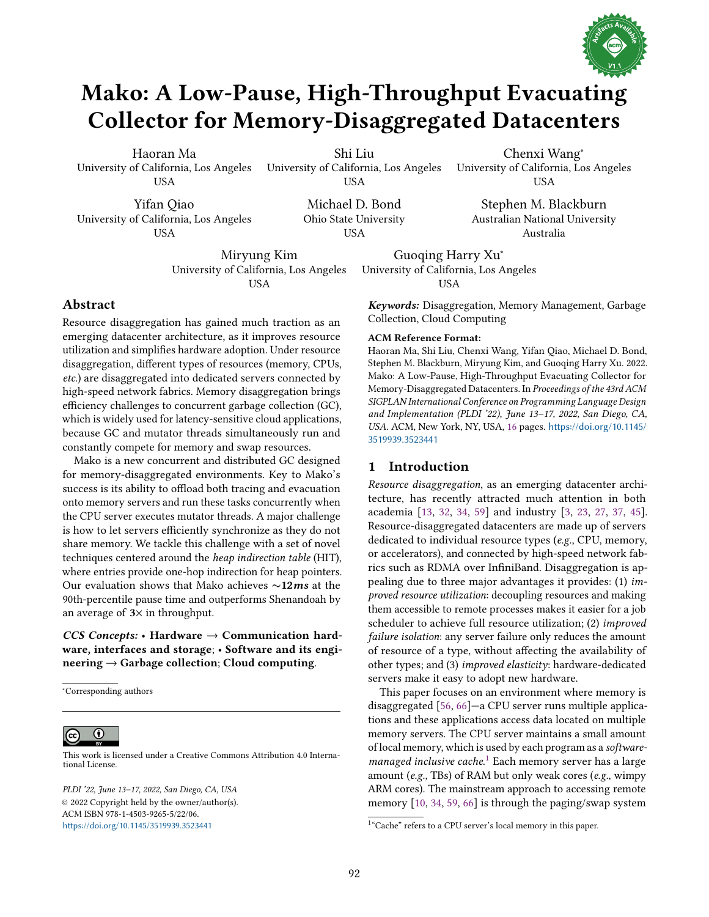# Mako: A Low-Pause, High-Throughput Evacuating Collector for Memory-Disaggregated Datacenters

Haoran Ma
University of California, Los Angeles
USA

Shi Liu
University of California, Los Angeles
USA

Chenxi Wang*
University of California, Los Angeles
USA

Yifan Qiao
University of California, Los Angeles
USA

Michael D. Bond
Ohio State University
USA

Stephen M. Blackburn
Australian National University
Australia

Miryung Kim
University of California, Los Angeles
USA

Guoqing Harry Xu*
University of California, Los Angeles
USA

## Abstract

Resource disaggregation has gained much traction as an emerging datacenter architecture, as it improves resource utilization and simplifies hardware adoption. Under resource disaggregation, different types of resources (memory, CPUs, *etc.*) are disaggregated into dedicated servers connected by high-speed network fabrics. Memory disaggregation brings efficiency challenges to concurrent garbage collection (GC), which is widely used for latency-sensitive cloud applications, because GC and mutator threads simultaneously run and constantly compete for memory and swap resources.

Mako is a new concurrent and distributed GC designed for memory-disaggregated environments. Key to Mako's success is its ability to offload both tracing and evacuation onto memory servers and run these tasks concurrently when the CPU server executes mutator threads. A major challenge is how to let servers efficiently synchronize as they do not share memory. We tackle this challenge with a set of novel techniques centered around the *heap indirection table* (HIT), where entries provide one-hop indirection for heap pointers. Our evaluation shows that Mako achieves **∼12*ms*** at the 90th-percentile pause time and outperforms Shenandoah by an average of **3×** in throughput.

***CCS Concepts:*** • **Hardware → Communication hardware, interfaces and storage**; • **Software and its engineering → Garbage collection**; **Cloud computing**.

***Keywords:*** Disaggregation, Memory Management, Garbage Collection, Cloud Computing

**ACM Reference Format:**
Haoran Ma, Shi Liu, Chenxi Wang, Yifan Qiao, Michael D. Bond, Stephen M. Blackburn, Miryung Kim, and Guoqing Harry Xu. 2022. Mako: A Low-Pause, High-Throughput Evacuating Collector for Memory-Disaggregated Datacenters. In *Proceedings of the 43rd ACM SIGPLAN International Conference on Programming Language Design and Implementation (PLDI '22), June 13–17, 2022, San Diego, CA, USA.* ACM, New York, NY, USA, 16 pages. https://doi.org/10.1145/3519939.3523441

*Corresponding authors

This work is licensed under a Creative Commons Attribution 4.0 International License.

*PLDI '22, June 13–17, 2022, San Diego, CA, USA*
© 2022 Copyright held by the owner/author(s).
ACM ISBN 978-1-4503-9265-5/22/06.
https://doi.org/10.1145/3519939.3523441

## 1 Introduction

*Resource disaggregation*, as an emerging datacenter architecture, has recently attracted much attention in both academia [13, 32, 34, 59] and industry [3, 23, 27, 37, 45]. Resource-disaggregated datacenters are made up of servers dedicated to individual resource types (*e.g.*, CPU, memory, or accelerators), and connected by high-speed network fabrics such as RDMA over InfiniBand. Disaggregation is appealing due to three major advantages it provides: (1) *improved resource utilization*: decoupling resources and making them accessible to remote processes makes it easier for a job scheduler to achieve full resource utilization; (2) *improved failure isolation*: any server failure only reduces the amount of resource of a type, without affecting the availability of other types; and (3) *improved elasticity*: hardware-dedicated servers make it easy to adopt new hardware.

This paper focuses on an environment where memory is disaggregated [56, 66]—a CPU server runs multiple applications and these applications access data located on multiple memory servers. The CPU server maintains a small amount of local memory, which is used by each program as a *software-managed inclusive cache.*[1] Each memory server has a large amount (*e.g.*, TBs) of RAM but only weak cores (*e.g.*, wimpy ARM cores). The mainstream approach to accessing remote memory [10, 34, 59, 66] is through the paging/swap system

[1] "Cache" refers to a CPU server's local memory in this paper.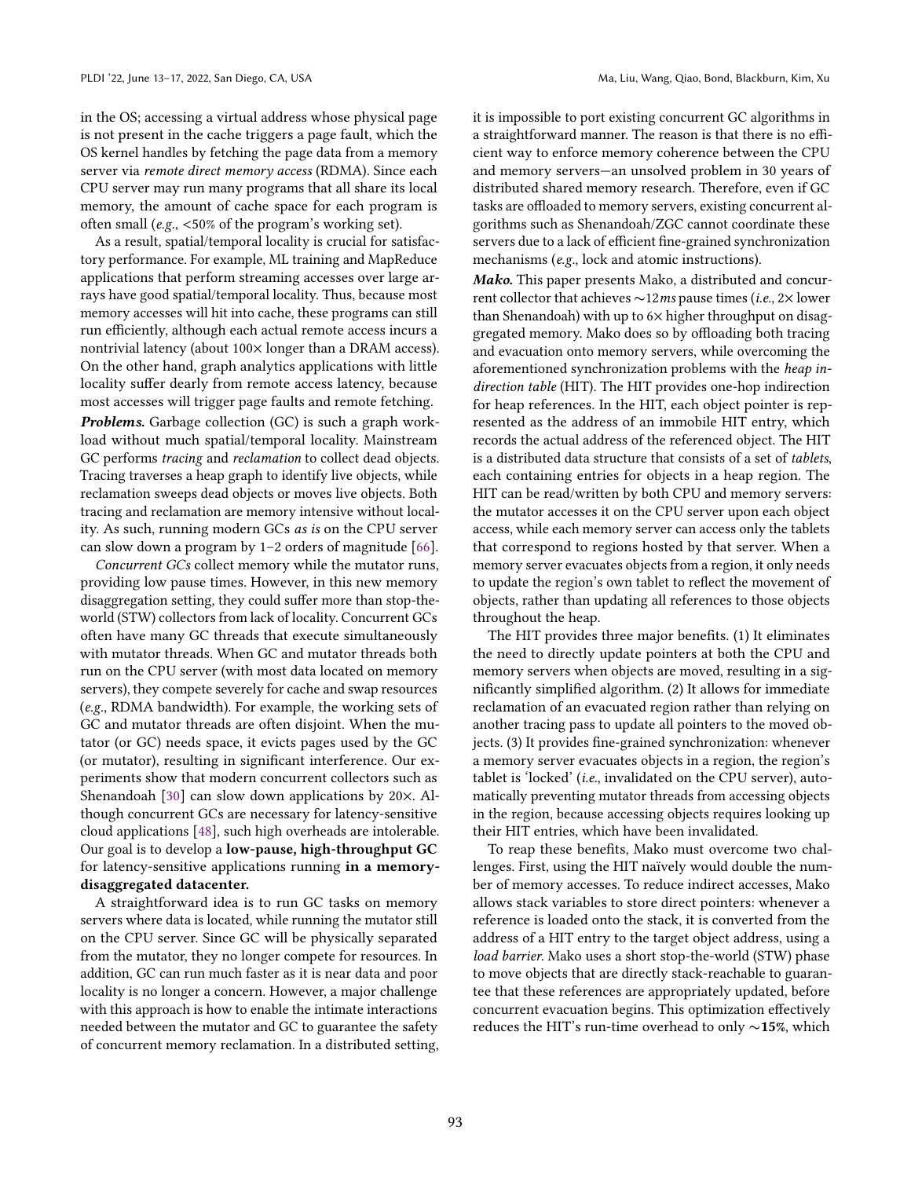in the OS; accessing a virtual address whose physical page is not present in the cache triggers a page fault, which the OS kernel handles by fetching the page data from a memory server via *remote direct memory access* (RDMA). Since each CPU server may run many programs that all share its local memory, the amount of cache space for each program is often small (*e.g.*, <50% of the program's working set).

As a result, spatial/temporal locality is crucial for satisfactory performance. For example, ML training and MapReduce applications that perform streaming accesses over large arrays have good spatial/temporal locality. Thus, because most memory accesses will hit into cache, these programs can still run efficiently, although each actual remote access incurs a nontrivial latency (about 100× longer than a DRAM access). On the other hand, graph analytics applications with little locality suffer dearly from remote access latency, because most accesses will trigger page faults and remote fetching.

***Problems.*** Garbage collection (GC) is such a graph workload without much spatial/temporal locality. Mainstream GC performs *tracing* and *reclamation* to collect dead objects. Tracing traverses a heap graph to identify live objects, while reclamation sweeps dead objects or moves live objects. Both tracing and reclamation are memory intensive without locality. As such, running modern GCs *as is* on the CPU server can slow down a program by 1–2 orders of magnitude [66].

*Concurrent GCs* collect memory while the mutator runs, providing low pause times. However, in this new memory disaggregation setting, they could suffer more than stop-the-world (STW) collectors from lack of locality. Concurrent GCs often have many GC threads that execute simultaneously with mutator threads. When GC and mutator threads both run on the CPU server (with most data located on memory servers), they compete severely for cache and swap resources (*e.g.*, RDMA bandwidth). For example, the working sets of GC and mutator threads are often disjoint. When the mutator (or GC) needs space, it evicts pages used by the GC (or mutator), resulting in significant interference. Our experiments show that modern concurrent collectors such as Shenandoah [30] can slow down applications by 20×. Although concurrent GCs are necessary for latency-sensitive cloud applications [48], such high overheads are intolerable. Our goal is to develop a **low-pause, high-throughput GC** for latency-sensitive applications running **in a memory-disaggregated datacenter.**

A straightforward idea is to run GC tasks on memory servers where data is located, while running the mutator still on the CPU server. Since GC will be physically separated from the mutator, they no longer compete for resources. In addition, GC can run much faster as it is near data and poor locality is no longer a concern. However, a major challenge with this approach is how to enable the intimate interactions needed between the mutator and GC to guarantee the safety of concurrent memory reclamation. In a distributed setting, it is impossible to port existing concurrent GC algorithms in a straightforward manner. The reason is that there is no efficient way to enforce memory coherence between the CPU and memory servers—an unsolved problem in 30 years of distributed shared memory research. Therefore, even if GC tasks are offloaded to memory servers, existing concurrent algorithms such as Shenandoah/ZGC cannot coordinate these servers due to a lack of efficient fine-grained synchronization mechanisms (*e.g.*, lock and atomic instructions).

***Mako.*** This paper presents Mako, a distributed and concurrent collector that achieves ∼12*ms* pause times (*i.e.*, 2× lower than Shenandoah) with up to 6× higher throughput on disaggregated memory. Mako does so by offloading both tracing and evacuation onto memory servers, while overcoming the aforementioned synchronization problems with the *heap indirection table* (HIT). The HIT provides one-hop indirection for heap references. In the HIT, each object pointer is represented as the address of an immobile HIT entry, which records the actual address of the referenced object. The HIT is a distributed data structure that consists of a set of *tablets*, each containing entries for objects in a heap region. The HIT can be read/written by both CPU and memory servers: the mutator accesses it on the CPU server upon each object access, while each memory server can access only the tablets that correspond to regions hosted by that server. When a memory server evacuates objects from a region, it only needs to update the region's own tablet to reflect the movement of objects, rather than updating all references to those objects throughout the heap.

The HIT provides three major benefits. (1) It eliminates the need to directly update pointers at both the CPU and memory servers when objects are moved, resulting in a significantly simplified algorithm. (2) It allows for immediate reclamation of an evacuated region rather than relying on another tracing pass to update all pointers to the moved objects. (3) It provides fine-grained synchronization: whenever a memory server evacuates objects in a region, the region's tablet is 'locked' (*i.e.*, invalidated on the CPU server), automatically preventing mutator threads from accessing objects in the region, because accessing objects requires looking up their HIT entries, which have been invalidated.

To reap these benefits, Mako must overcome two challenges. First, using the HIT naïvely would double the number of memory accesses. To reduce indirect accesses, Mako allows stack variables to store direct pointers: whenever a reference is loaded onto the stack, it is converted from the address of a HIT entry to the target object address, using a *load barrier*. Mako uses a short stop-the-world (STW) phase to move objects that are directly stack-reachable to guarantee that these references are appropriately updated, before concurrent evacuation begins. This optimization effectively reduces the HIT's run-time overhead to only ∼**15%**, which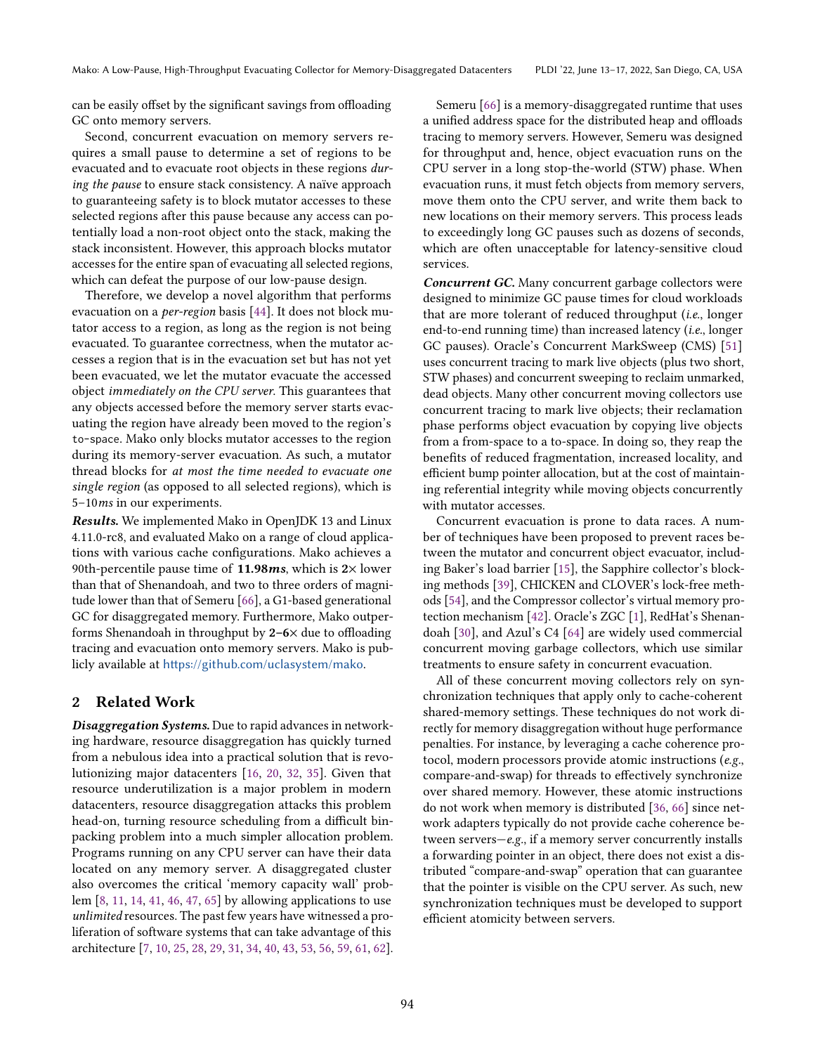can be easily offset by the significant savings from offloading GC onto memory servers.

Second, concurrent evacuation on memory servers requires a small pause to determine a set of regions to be evacuated and to evacuate root objects in these regions *during the pause* to ensure stack consistency. A naïve approach to guaranteeing safety is to block mutator accesses to these selected regions after this pause because any access can potentially load a non-root object onto the stack, making the stack inconsistent. However, this approach blocks mutator accesses for the entire span of evacuating all selected regions, which can defeat the purpose of our low-pause design.

Therefore, we develop a novel algorithm that performs evacuation on a *per-region* basis [44]. It does not block mutator access to a region, as long as the region is not being evacuated. To guarantee correctness, when the mutator accesses a region that is in the evacuation set but has not yet been evacuated, we let the mutator evacuate the accessed object *immediately on the CPU server*. This guarantees that any objects accessed before the memory server starts evacuating the region have already been moved to the region's `to-space`. Mako only blocks mutator accesses to the region during its memory-server evacuation. As such, a mutator thread blocks for *at most the time needed to evacuate one single region* (as opposed to all selected regions), which is 5–10*ms* in our experiments.

***Results.*** We implemented Mako in OpenJDK 13 and Linux 4.11.0-rc8, and evaluated Mako on a range of cloud applications with various cache configurations. Mako achieves a 90th-percentile pause time of **11.98*ms***, which is **2×** lower than that of Shenandoah, and two to three orders of magnitude lower than that of Semeru [66], a G1-based generational GC for disaggregated memory. Furthermore, Mako outperforms Shenandoah in throughput by **2–6×** due to offloading tracing and evacuation onto memory servers. Mako is publicly available at https://github.com/uclasystem/mako.

## 2 Related Work

***Disaggregation Systems.*** Due to rapid advances in networking hardware, resource disaggregation has quickly turned from a nebulous idea into a practical solution that is revolutionizing major datacenters [16, 20, 32, 35]. Given that resource underutilization is a major problem in modern datacenters, resource disaggregation attacks this problem head-on, turning resource scheduling from a difficult bin-packing problem into a much simpler allocation problem. Programs running on any CPU server can have their data located on any memory server. A disaggregated cluster also overcomes the critical 'memory capacity wall' problem [8, 11, 14, 41, 46, 47, 65] by allowing applications to use *unlimited* resources. The past few years have witnessed a proliferation of software systems that can take advantage of this architecture [7, 10, 25, 28, 29, 31, 34, 40, 43, 53, 56, 59, 61, 62].

Semeru [66] is a memory-disaggregated runtime that uses a unified address space for the distributed heap and offloads tracing to memory servers. However, Semeru was designed for throughput and, hence, object evacuation runs on the CPU server in a long stop-the-world (STW) phase. When evacuation runs, it must fetch objects from memory servers, move them onto the CPU server, and write them back to new locations on their memory servers. This process leads to exceedingly long GC pauses such as dozens of seconds, which are often unacceptable for latency-sensitive cloud services.

***Concurrent GC.*** Many concurrent garbage collectors were designed to minimize GC pause times for cloud workloads that are more tolerant of reduced throughput (*i.e.*, longer end-to-end running time) than increased latency (*i.e.*, longer GC pauses). Oracle's Concurrent MarkSweep (CMS) [51] uses concurrent tracing to mark live objects (plus two short, STW phases) and concurrent sweeping to reclaim unmarked, dead objects. Many other concurrent moving collectors use concurrent tracing to mark live objects; their reclamation phase performs object evacuation by copying live objects from a from-space to a to-space. In doing so, they reap the benefits of reduced fragmentation, increased locality, and efficient bump pointer allocation, but at the cost of maintaining referential integrity while moving objects concurrently with mutator accesses.

Concurrent evacuation is prone to data races. A number of techniques have been proposed to prevent races between the mutator and concurrent object evacuator, including Baker's load barrier [15], the Sapphire collector's blocking methods [39], CHICKEN and CLOVER's lock-free methods [54], and the Compressor collector's virtual memory protection mechanism [42]. Oracle's ZGC [1], RedHat's Shenandoah [30], and Azul's C4 [64] are widely used commercial concurrent moving garbage collectors, which use similar treatments to ensure safety in concurrent evacuation.

All of these concurrent moving collectors rely on synchronization techniques that apply only to cache-coherent shared-memory settings. These techniques do not work directly for memory disaggregation without huge performance penalties. For instance, by leveraging a cache coherence protocol, modern processors provide atomic instructions (*e.g.*, compare-and-swap) for threads to effectively synchronize over shared memory. However, these atomic instructions do not work when memory is distributed [36, 66] since network adapters typically do not provide cache coherence between servers—*e.g.*, if a memory server concurrently installs a forwarding pointer in an object, there does not exist a distributed "compare-and-swap" operation that can guarantee that the pointer is visible on the CPU server. As such, new synchronization techniques must be developed to support efficient atomicity between servers.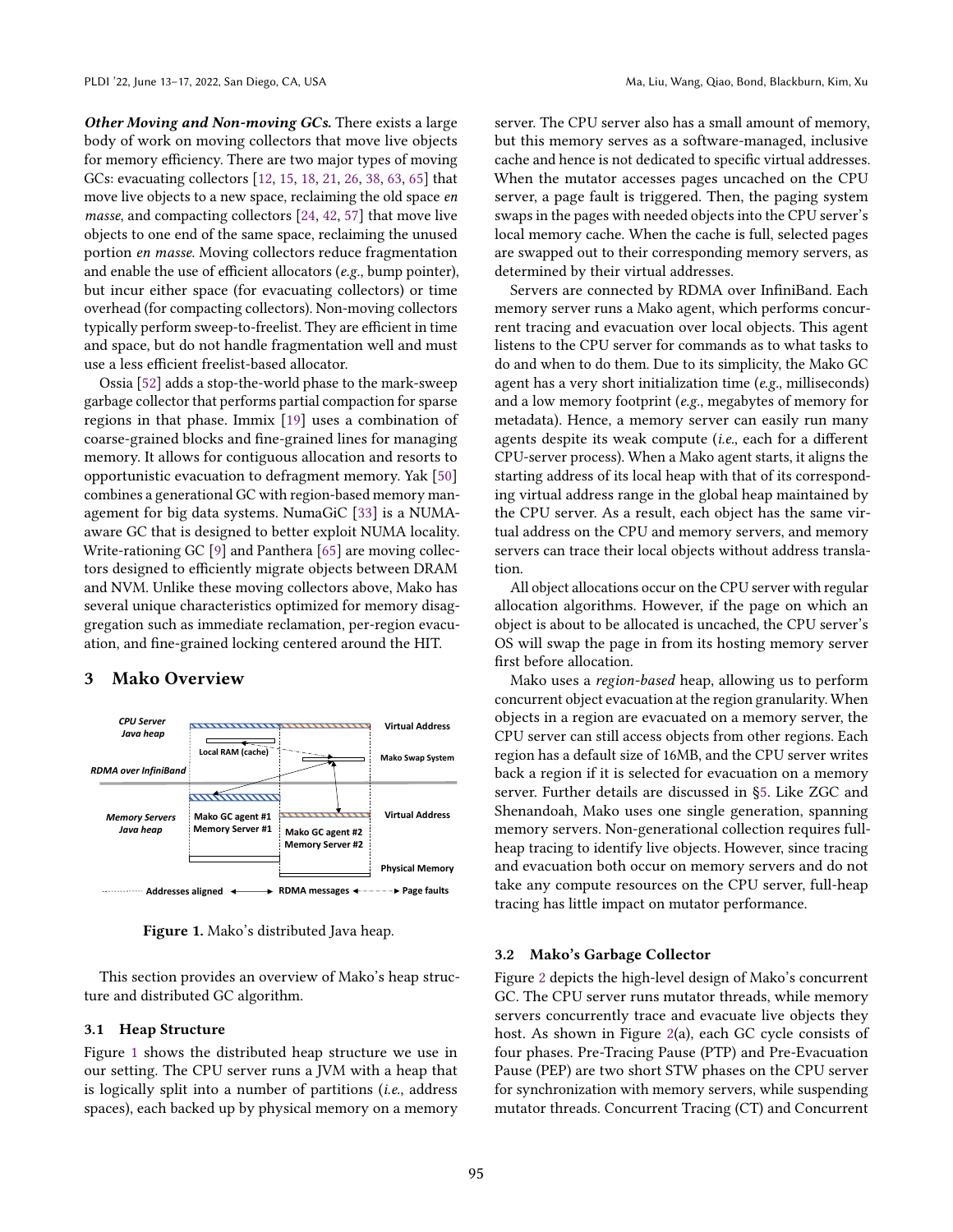***Other Moving and Non-moving GCs.*** There exists a large body of work on moving collectors that move live objects for memory efficiency. There are two major types of moving GCs: evacuating collectors [12, 15, 18, 21, 26, 38, 63, 65] that move live objects to a new space, reclaiming the old space *en masse*, and compacting collectors [24, 42, 57] that move live objects to one end of the same space, reclaiming the unused portion *en masse*. Moving collectors reduce fragmentation and enable the use of efficient allocators (*e.g.*, bump pointer), but incur either space (for evacuating collectors) or time overhead (for compacting collectors). Non-moving collectors typically perform sweep-to-freelist. They are efficient in time and space, but do not handle fragmentation well and must use a less efficient freelist-based allocator.

Ossia [52] adds a stop-the-world phase to the mark-sweep garbage collector that performs partial compaction for sparse regions in that phase. Immix [19] uses a combination of coarse-grained blocks and fine-grained lines for managing memory. It allows for contiguous allocation and resorts to opportunistic evacuation to defragment memory. Yak [50] combines a generational GC with region-based memory management for big data systems. NumaGiC [33] is a NUMA-aware GC that is designed to better exploit NUMA locality. Write-rationing GC [9] and Panthera [65] are moving collectors designed to efficiently migrate objects between DRAM and NVM. Unlike these moving collectors above, Mako has several unique characteristics optimized for memory disaggregation such as immediate reclamation, per-region evacuation, and fine-grained locking centered around the HIT.

## 3 Mako Overview

**Figure 1.** Mako's distributed Java heap.

This section provides an overview of Mako's heap structure and distributed GC algorithm.

### 3.1 Heap Structure

Figure 1 shows the distributed heap structure we use in our setting. The CPU server runs a JVM with a heap that is logically split into a number of partitions (*i.e.*, address spaces), each backed up by physical memory on a memory server. The CPU server also has a small amount of memory, but this memory serves as a software-managed, inclusive cache and hence is not dedicated to specific virtual addresses. When the mutator accesses pages uncached on the CPU server, a page fault is triggered. Then, the paging system swaps in the pages with needed objects into the CPU server's local memory cache. When the cache is full, selected pages are swapped out to their corresponding memory servers, as determined by their virtual addresses.

Servers are connected by RDMA over InfiniBand. Each memory server runs a Mako agent, which performs concurrent tracing and evacuation over local objects. This agent listens to the CPU server for commands as to what tasks to do and when to do them. Due to its simplicity, the Mako GC agent has a very short initialization time (*e.g.*, milliseconds) and a low memory footprint (*e.g.*, megabytes of memory for metadata). Hence, a memory server can easily run many agents despite its weak compute (*i.e.*, each for a different CPU-server process). When a Mako agent starts, it aligns the starting address of its local heap with that of its corresponding virtual address range in the global heap maintained by the CPU server. As a result, each object has the same virtual address on the CPU and memory servers, and memory servers can trace their local objects without address translation.

All object allocations occur on the CPU server with regular allocation algorithms. However, if the page on which an object is about to be allocated is uncached, the CPU server's OS will swap the page in from its hosting memory server first before allocation.

Mako uses a *region-based* heap, allowing us to perform concurrent object evacuation at the region granularity. When objects in a region are evacuated on a memory server, the CPU server can still access objects from other regions. Each region has a default size of 16MB, and the CPU server writes back a region if it is selected for evacuation on a memory server. Further details are discussed in §5. Like ZGC and Shenandoah, Mako uses one single generation, spanning memory servers. Non-generational collection requires full-heap tracing to identify live objects. However, since tracing and evacuation both occur on memory servers and do not take any compute resources on the CPU server, full-heap tracing has little impact on mutator performance.

### 3.2 Mako's Garbage Collector

Figure 2 depicts the high-level design of Mako's concurrent GC. The CPU server runs mutator threads, while memory servers concurrently trace and evacuate live objects they host. As shown in Figure 2(a), each GC cycle consists of four phases. Pre-Tracing Pause (PTP) and Pre-Evacuation Pause (PEP) are two short STW phases on the CPU server for synchronization with memory servers, while suspending mutator threads. Concurrent Tracing (CT) and Concurrent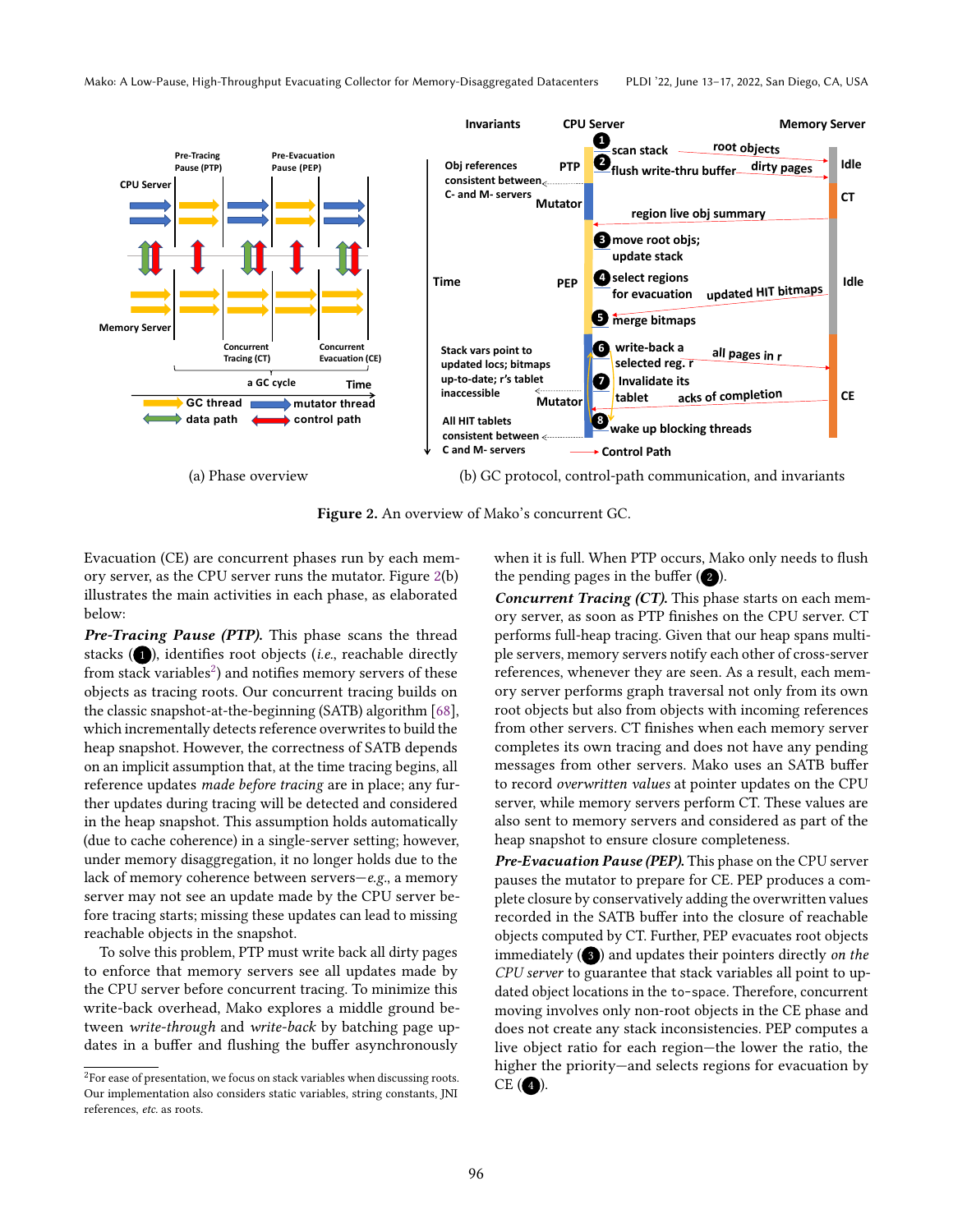(a) Phase overview

(b) GC protocol, control-path communication, and invariants

**Figure 2.** An overview of Mako's concurrent GC.

Evacuation (CE) are concurrent phases run by each memory server, as the CPU server runs the mutator. Figure 2(b) illustrates the main activities in each phase, as elaborated below:

***Pre-Tracing Pause (PTP).*** This phase scans the thread stacks (❶), identifies root objects (*i.e.*, reachable directly from stack variables[2]) and notifies memory servers of these objects as tracing roots. Our concurrent tracing builds on the classic snapshot-at-the-beginning (SATB) algorithm [68], which incrementally detects reference overwrites to build the heap snapshot. However, the correctness of SATB depends on an implicit assumption that, at the time tracing begins, all reference updates *made before tracing* are in place; any further updates during tracing will be detected and considered in the heap snapshot. This assumption holds automatically (due to cache coherence) in a single-server setting; however, under memory disaggregation, it no longer holds due to the lack of memory coherence between servers—*e.g.*, a memory server may not see an update made by the CPU server before tracing starts; missing these updates can lead to missing reachable objects in the snapshot.

To solve this problem, PTP must write back all dirty pages to enforce that memory servers see all updates made by the CPU server before concurrent tracing. To minimize this write-back overhead, Mako explores a middle ground between *write-through* and *write-back* by batching page updates in a buffer and flushing the buffer asynchronously when it is full. When PTP occurs, Mako only needs to flush the pending pages in the buffer (❷).

***Concurrent Tracing (CT).*** This phase starts on each memory server, as soon as PTP finishes on the CPU server. CT performs full-heap tracing. Given that our heap spans multiple servers, memory servers notify each other of cross-server references, whenever they are seen. As a result, each memory server performs graph traversal not only from its own root objects but also from objects with incoming references from other servers. CT finishes when each memory server completes its own tracing and does not have any pending messages from other servers. Mako uses an SATB buffer to record *overwritten values* at pointer updates on the CPU server, while memory servers perform CT. These values are also sent to memory servers and considered as part of the heap snapshot to ensure closure completeness.

***Pre-Evacuation Pause (PEP).*** This phase on the CPU server pauses the mutator to prepare for CE. PEP produces a complete closure by conservatively adding the overwritten values recorded in the SATB buffer into the closure of reachable objects computed by CT. Further, PEP evacuates root objects immediately (❸) and updates their pointers directly *on the CPU server* to guarantee that stack variables all point to updated object locations in the to-space. Therefore, concurrent moving involves only non-root objects in the CE phase and does not create any stack inconsistencies. PEP computes a live object ratio for each region—the lower the ratio, the higher the priority—and selects regions for evacuation by CE (❹).

[2] For ease of presentation, we focus on stack variables when discussing roots. Our implementation also considers static variables, string constants, JNI references, *etc.* as roots.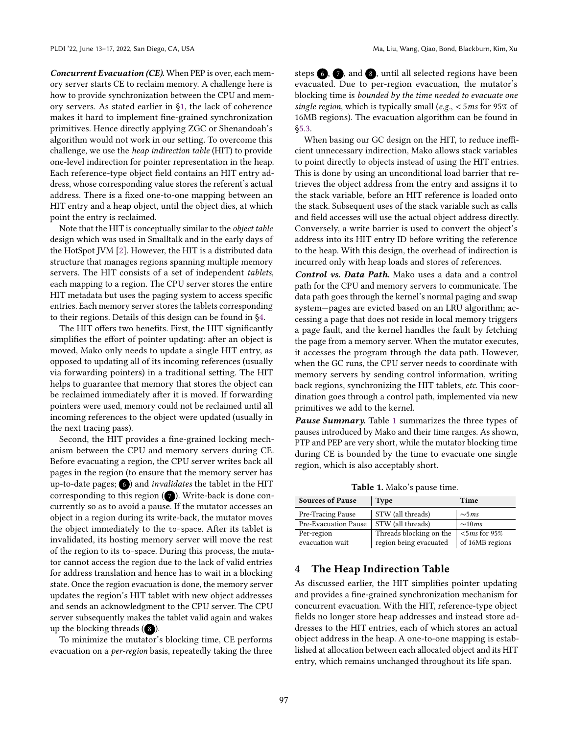***Concurrent Evacuation (CE).*** When PEP is over, each memory server starts CE to reclaim memory. A challenge here is how to provide synchronization between the CPU and memory servers. As stated earlier in §1, the lack of coherence makes it hard to implement fine-grained synchronization primitives. Hence directly applying ZGC or Shenandoah's algorithm would not work in our setting. To overcome this challenge, we use the *heap indirection table* (HIT) to provide one-level indirection for pointer representation in the heap. Each reference-type object field contains an HIT entry address, whose corresponding value stores the referent's actual address. There is a fixed one-to-one mapping between an HIT entry and a heap object, until the object dies, at which point the entry is reclaimed.

Note that the HIT is conceptually similar to the *object table* design which was used in Smalltalk and in the early days of the HotSpot JVM [2]. However, the HIT is a distributed data structure that manages regions spanning multiple memory servers. The HIT consists of a set of independent *tablets*, each mapping to a region. The CPU server stores the entire HIT metadata but uses the paging system to access specific entries. Each memory server stores the tablets corresponding to their regions. Details of this design can be found in §4.

The HIT offers two benefits. First, the HIT significantly simplifies the effort of pointer updating: after an object is moved, Mako only needs to update a single HIT entry, as opposed to updating all of its incoming references (usually via forwarding pointers) in a traditional setting. The HIT helps to guarantee that memory that stores the object can be reclaimed immediately after it is moved. If forwarding pointers were used, memory could not be reclaimed until all incoming references to the object were updated (usually in the next tracing pass).

Second, the HIT provides a fine-grained locking mechanism between the CPU and memory servers during CE. Before evacuating a region, the CPU server writes back all pages in the region (to ensure that the memory server has up-to-date pages; ⑥) and *invalidates* the tablet in the HIT corresponding to this region (⑦). Write-back is done concurrently so as to avoid a pause. If the mutator accesses an object in a region during its write-back, the mutator moves the object immediately to the `to-space`. After its tablet is invalidated, its hosting memory server will move the rest of the region to its `to-space`. During this process, the mutator cannot access the region due to the lack of valid entries for address translation and hence has to wait in a blocking state. Once the region evacuation is done, the memory server updates the region's HIT tablet with new object addresses and sends an acknowledgment to the CPU server. The CPU server subsequently makes the tablet valid again and wakes up the blocking threads (⑧).

To minimize the mutator's blocking time, CE performs evacuation on a *per-region* basis, repeatedly taking the three steps ⑥, ⑦, and ⑧, until all selected regions have been evacuated. Due to per-region evacuation, the mutator's blocking time is *bounded by the time needed to evacuate one single region*, which is typically small (*e.g.*, $< 5ms$ for 95% of 16MB regions). The evacuation algorithm can be found in §5.3.

When basing our GC design on the HIT, to reduce inefficient unnecessary indirection, Mako allows stack variables to point directly to objects instead of using the HIT entries. This is done by using an unconditional load barrier that retrieves the object address from the entry and assigns it to the stack variable, before an HIT reference is loaded onto the stack. Subsequent uses of the stack variable such as calls and field accesses will use the actual object address directly. Conversely, a write barrier is used to convert the object's address into its HIT entry ID before writing the reference to the heap. With this design, the overhead of indirection is incurred only with heap loads and stores of references.

***Control vs. Data Path.*** Mako uses a data and a control path for the CPU and memory servers to communicate. The data path goes through the kernel's normal paging and swap system—pages are evicted based on an LRU algorithm; accessing a page that does not reside in local memory triggers a page fault, and the kernel handles the fault by fetching the page from a memory server. When the mutator executes, it accesses the program through the data path. However, when the GC runs, the CPU server needs to coordinate with memory servers by sending control information, writing back regions, synchronizing the HIT tablets, *etc.* This coordination goes through a control path, implemented via new primitives we add to the kernel.

***Pause Summary.*** Table 1 summarizes the three types of pauses introduced by Mako and their time ranges. As shown, PTP and PEP are very short, while the mutator blocking time during CE is bounded by the time to evacuate one single region, which is also acceptably short.

**Table 1.** Mako's pause time.

| Sources of Pause | Type | Time |
|---|---|---|
| Pre-Tracing Pause | STW (all threads) | $\sim 5ms$ |
| Pre-Evacuation Pause | STW (all threads) | $\sim 10ms$ |
| Per-region evacuation wait | Threads blocking on the region being evacuated | $<5ms$ for 95% of 16MB regions |

## 4 The Heap Indirection Table

As discussed earlier, the HIT simplifies pointer updating and provides a fine-grained synchronization mechanism for concurrent evacuation. With the HIT, reference-type object fields no longer store heap addresses and instead store addresses to the HIT entries, each of which stores an actual object address in the heap. A one-to-one mapping is established at allocation between each allocated object and its HIT entry, which remains unchanged throughout its life span.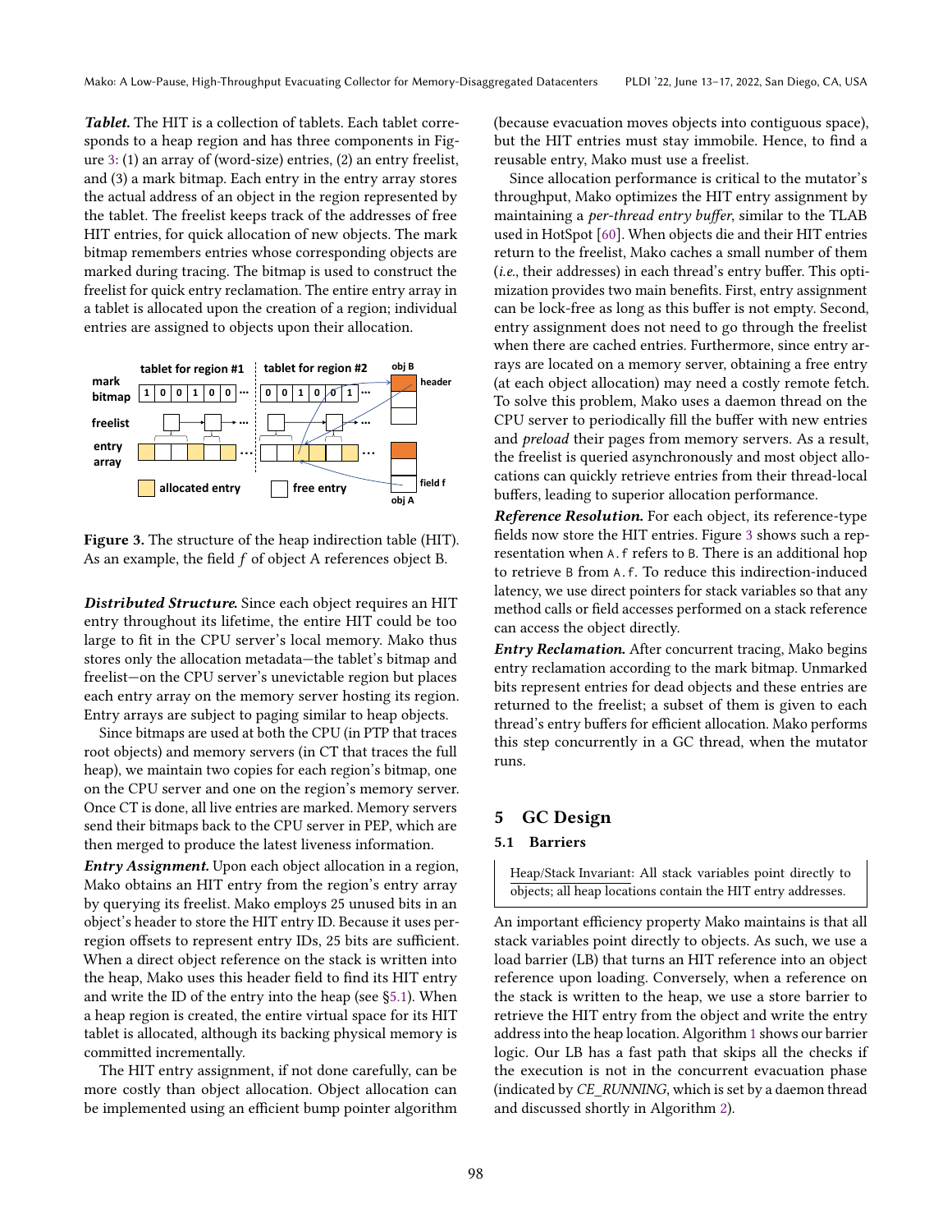***Tablet.*** The HIT is a collection of tablets. Each tablet corresponds to a heap region and has three components in Figure 3: (1) an array of (word-size) entries, (2) an entry freelist, and (3) a mark bitmap. Each entry in the entry array stores the actual address of an object in the region represented by the tablet. The freelist keeps track of the addresses of free HIT entries, for quick allocation of new objects. The mark bitmap remembers entries whose corresponding objects are marked during tracing. The bitmap is used to construct the freelist for quick entry reclamation. The entire entry array in a tablet is allocated upon the creation of a region; individual entries are assigned to objects upon their allocation.

**Figure 3.** The structure of the heap indirection table (HIT). As an example, the field $f$ of object A references object B.

***Distributed Structure.*** Since each object requires an HIT entry throughout its lifetime, the entire HIT could be too large to fit in the CPU server's local memory. Mako thus stores only the allocation metadata—the tablet's bitmap and freelist—on the CPU server's unevictable region but places each entry array on the memory server hosting its region. Entry arrays are subject to paging similar to heap objects.

Since bitmaps are used at both the CPU (in PTP that traces root objects) and memory servers (in CT that traces the full heap), we maintain two copies for each region's bitmap, one on the CPU server and one on the region's memory server. Once CT is done, all live entries are marked. Memory servers send their bitmaps back to the CPU server in PEP, which are then merged to produce the latest liveness information.

***Entry Assignment.*** Upon each object allocation in a region, Mako obtains an HIT entry from the region's entry array by querying its freelist. Mako employs 25 unused bits in an object's header to store the HIT entry ID. Because it uses per-region offsets to represent entry IDs, 25 bits are sufficient. When a direct object reference on the stack is written into the heap, Mako uses this header field to find its HIT entry and write the ID of the entry into the heap (see §5.1). When a heap region is created, the entire virtual space for its HIT tablet is allocated, although its backing physical memory is committed incrementally.

The HIT entry assignment, if not done carefully, can be more costly than object allocation. Object allocation can be implemented using an efficient bump pointer algorithm (because evacuation moves objects into contiguous space), but the HIT entries must stay immobile. Hence, to find a reusable entry, Mako must use a freelist.

Since allocation performance is critical to the mutator's throughput, Mako optimizes the HIT entry assignment by maintaining a *per-thread entry buffer*, similar to the TLAB used in HotSpot [60]. When objects die and their HIT entries return to the freelist, Mako caches a small number of them (*i.e.*, their addresses) in each thread's entry buffer. This optimization provides two main benefits. First, entry assignment can be lock-free as long as this buffer is not empty. Second, entry assignment does not need to go through the freelist when there are cached entries. Furthermore, since entry arrays are located on a memory server, obtaining a free entry (at each object allocation) may need a costly remote fetch. To solve this problem, Mako uses a daemon thread on the CPU server to periodically fill the buffer with new entries and *preload* their pages from memory servers. As a result, the freelist is queried asynchronously and most object allocations can quickly retrieve entries from their thread-local buffers, leading to superior allocation performance.

***Reference Resolution.*** For each object, its reference-type fields now store the HIT entries. Figure 3 shows such a representation when `A.f` refers to `B`. There is an additional hop to retrieve `B` from `A.f`. To reduce this indirection-induced latency, we use direct pointers for stack variables so that any method calls or field accesses performed on a stack reference can access the object directly.

***Entry Reclamation.*** After concurrent tracing, Mako begins entry reclamation according to the mark bitmap. Unmarked bits represent entries for dead objects and these entries are returned to the freelist; a subset of them is given to each thread's entry buffers for efficient allocation. Mako performs this step concurrently in a GC thread, when the mutator runs.

## 5 GC Design

### 5.1 Barriers

Heap/Stack Invariant: All stack variables point directly to objects; all heap locations contain the HIT entry addresses.

An important efficiency property Mako maintains is that all stack variables point directly to objects. As such, we use a load barrier (LB) that turns an HIT reference into an object reference upon loading. Conversely, when a reference on the stack is written to the heap, we use a store barrier to retrieve the HIT entry from the object and write the entry address into the heap location. Algorithm 1 shows our barrier logic. Our LB has a fast path that skips all the checks if the execution is not in the concurrent evacuation phase (indicated by *CE_RUNNING*, which is set by a daemon thread and discussed shortly in Algorithm 2).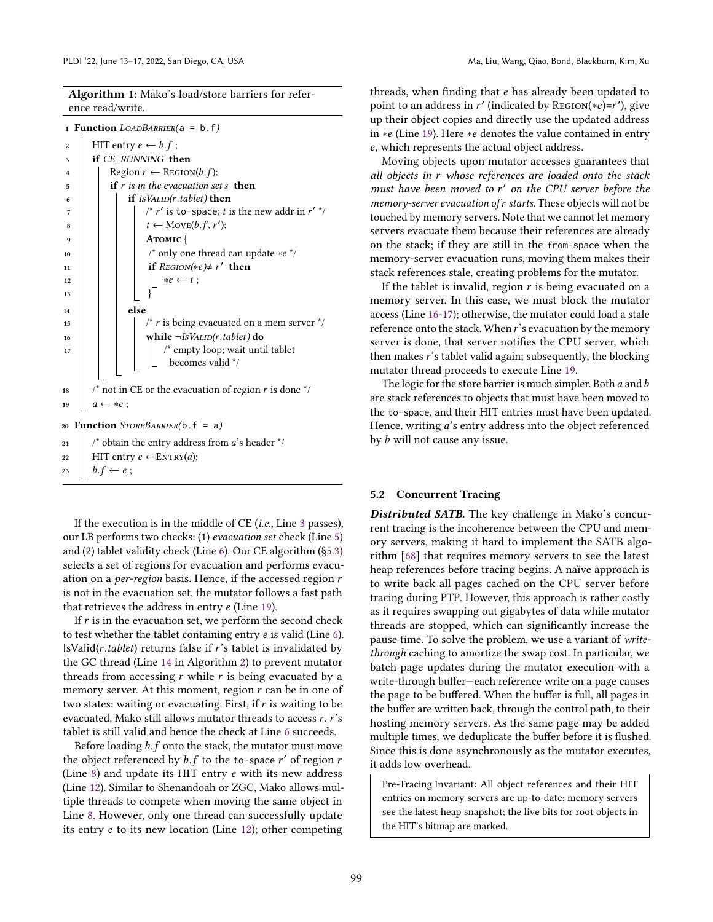**Algorithm 1:** Mako's load/store barriers for reference read/write.

```
1  Function LoadBarrier(a = b.f)
2      HIT entry e ← b.f ;
3      if CE_RUNNING then
4          Region r ← Region(b.f);
5          if r is in the evacuation set s then
6              if IsValid(r.tablet) then
7                  /* r′ is to-space; t is the new addr in r′ */
8                  t ← Move(b.f, r′);
9                  Atomic {
10                 /* only one thread can update *e */
11                 if Region(*e) ≠ r′ then
12                     *e ← t ;
13                 }
14             else
15                 /* r is being evacuated on a mem server */
16                 while ¬IsValid(r.tablet) do
17                     /* empty loop; wait until tablet
                          becomes valid */
18     /* not in CE or the evacuation of region r is done */
19     a ← *e ;

20 Function StoreBarrier(b.f = a)
21     /* obtain the entry address from a's header */
22     HIT entry e ← Entry(a);
23     b.f ← e ;
```

If the execution is in the middle of CE (*i.e.*, Line 3 passes), our LB performs two checks: (1) *evacuation set* check (Line 5) and (2) tablet validity check (Line 6). Our CE algorithm (§5.3) selects a set of regions for evacuation and performs evacuation on a *per-region* basis. Hence, if the accessed region $r$ is not in the evacuation set, the mutator follows a fast path that retrieves the address in entry $e$ (Line 19).

If $r$ is in the evacuation set, we perform the second check to test whether the tablet containing entry $e$ is valid (Line 6). IsValid($r.tablet$) returns false if $r$'s tablet is invalidated by the GC thread (Line 14 in Algorithm 2) to prevent mutator threads from accessing $r$ while $r$ is being evacuated by a memory server. At this moment, region $r$ can be in one of two states: waiting or evacuating. First, if $r$ is waiting to be evacuated, Mako still allows mutator threads to access $r$. $r$'s tablet is still valid and hence the check at Line 6 succeeds.

Before loading $b.f$ onto the stack, the mutator must move the object referenced by $b.f$ to the to-space $r'$ of region $r$ (Line 8) and update its HIT entry $e$ with its new address (Line 12). Similar to Shenandoah or ZGC, Mako allows multiple threads to compete when moving the same object in Line 8. However, only one thread can successfully update its entry $e$ to its new location (Line 12); other competing threads, when finding that $e$ has already been updated to point to an address in $r'$ (indicated by Region($*e$)=$r'$), give up their object copies and directly use the updated address in $*e$ (Line 19). Here $*e$ denotes the value contained in entry $e$, which represents the actual object address.

Moving objects upon mutator accesses guarantees that *all objects in $r$ whose references are loaded onto the stack must have been moved to $r'$ on the CPU server before the memory-server evacuation of $r$ starts*. These objects will not be touched by memory servers. Note that we cannot let memory servers evacuate them because their references are already on the stack; if they are still in the from-space when the memory-server evacuation runs, moving them makes their stack references stale, creating problems for the mutator.

If the tablet is invalid, region $r$ is being evacuated on a memory server. In this case, we must block the mutator access (Line 16-17); otherwise, the mutator could load a stale reference onto the stack. When $r$'s evacuation by the memory server is done, that server notifies the CPU server, which then makes $r$'s tablet valid again; subsequently, the blocking mutator thread proceeds to execute Line 19.

The logic for the store barrier is much simpler. Both $a$ and $b$ are stack references to objects that must have been moved to the to-space, and their HIT entries must have been updated. Hence, writing $a$'s entry address into the object referenced by $b$ will not cause any issue.

### 5.2 Concurrent Tracing

***Distributed SATB.*** The key challenge in Mako's concurrent tracing is the incoherence between the CPU and memory servers, making it hard to implement the SATB algorithm [68] that requires memory servers to see the latest heap references before tracing begins. A naïve approach is to write back all pages cached on the CPU server before tracing during PTP. However, this approach is rather costly as it requires swapping out gigabytes of data while mutator threads are stopped, which can significantly increase the pause time. To solve the problem, we use a variant of *write-through* caching to amortize the swap cost. In particular, we batch page updates during the mutator execution with a write-through buffer—each reference write on a page causes the page to be buffered. When the buffer is full, all pages in the buffer are written back, through the control path, to their hosting memory servers. As the same page may be added multiple times, we deduplicate the buffer before it is flushed. Since this is done asynchronously as the mutator executes, it adds low overhead.

> Pre-Tracing Invariant: All object references and their HIT entries on memory servers are up-to-date; memory servers see the latest heap snapshot; the live bits for root objects in the HIT's bitmap are marked.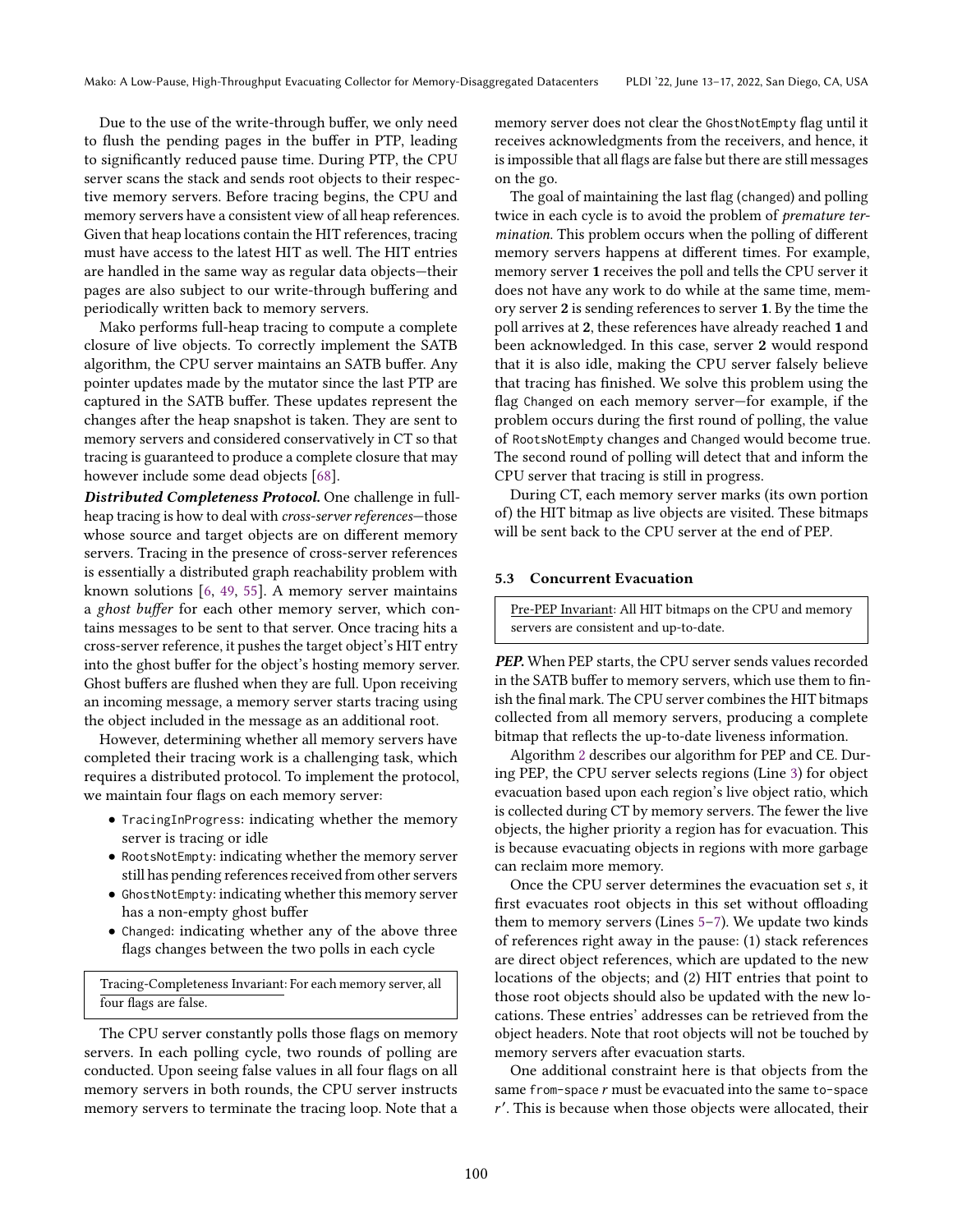Due to the use of the write-through buffer, we only need to flush the pending pages in the buffer in PTP, leading to significantly reduced pause time. During PTP, the CPU server scans the stack and sends root objects to their respective memory servers. Before tracing begins, the CPU and memory servers have a consistent view of all heap references. Given that heap locations contain the HIT references, tracing must have access to the latest HIT as well. The HIT entries are handled in the same way as regular data objects—their pages are also subject to our write-through buffering and periodically written back to memory servers.

Mako performs full-heap tracing to compute a complete closure of live objects. To correctly implement the SATB algorithm, the CPU server maintains an SATB buffer. Any pointer updates made by the mutator since the last PTP are captured in the SATB buffer. These updates represent the changes after the heap snapshot is taken. They are sent to memory servers and considered conservatively in CT so that tracing is guaranteed to produce a complete closure that may however include some dead objects [68].

***Distributed Completeness Protocol.*** One challenge in full-heap tracing is how to deal with *cross-server references*—those whose source and target objects are on different memory servers. Tracing in the presence of cross-server references is essentially a distributed graph reachability problem with known solutions [6, 49, 55]. A memory server maintains a *ghost buffer* for each other memory server, which contains messages to be sent to that server. Once tracing hits a cross-server reference, it pushes the target object's HIT entry into the ghost buffer for the object's hosting memory server. Ghost buffers are flushed when they are full. Upon receiving an incoming message, a memory server starts tracing using the object included in the message as an additional root.

However, determining whether all memory servers have completed their tracing work is a challenging task, which requires a distributed protocol. To implement the protocol, we maintain four flags on each memory server:

- `TracingInProgress`: indicating whether the memory server is tracing or idle
- `RootsNotEmpty`: indicating whether the memory server still has pending references received from other servers
- `GhostNotEmpty`: indicating whether this memory server has a non-empty ghost buffer
- `Changed`: indicating whether any of the above three flags changes between the two polls in each cycle

> Tracing-Completeness Invariant: For each memory server, all four flags are false.

The CPU server constantly polls those flags on memory servers. In each polling cycle, two rounds of polling are conducted. Upon seeing false values in all four flags on all memory servers in both rounds, the CPU server instructs memory servers to terminate the tracing loop. Note that a memory server does not clear the `GhostNotEmpty` flag until it receives acknowledgments from the receivers, and hence, it is impossible that all flags are false but there are still messages on the go.

The goal of maintaining the last flag (`changed`) and polling twice in each cycle is to avoid the problem of *premature termination*. This problem occurs when the polling of different memory servers happens at different times. For example, memory server **1** receives the poll and tells the CPU server it does not have any work to do while at the same time, memory server **2** is sending references to server **1**. By the time the poll arrives at **2**, these references have already reached **1** and been acknowledged. In this case, server **2** would respond that it is also idle, making the CPU server falsely believe that tracing has finished. We solve this problem using the flag `Changed` on each memory server—for example, if the problem occurs during the first round of polling, the value of `RootsNotEmpty` changes and `Changed` would become true. The second round of polling will detect that and inform the CPU server that tracing is still in progress.

During CT, each memory server marks (its own portion of) the HIT bitmap as live objects are visited. These bitmaps will be sent back to the CPU server at the end of PEP.

### 5.3 Concurrent Evacuation

> Pre-PEP Invariant: All HIT bitmaps on the CPU and memory servers are consistent and up-to-date.

***PEP.*** When PEP starts, the CPU server sends values recorded in the SATB buffer to memory servers, which use them to finish the final mark. The CPU server combines the HIT bitmaps collected from all memory servers, producing a complete bitmap that reflects the up-to-date liveness information.

Algorithm 2 describes our algorithm for PEP and CE. During PEP, the CPU server selects regions (Line 3) for object evacuation based upon each region's live object ratio, which is collected during CT by memory servers. The fewer the live objects, the higher priority a region has for evacuation. This is because evacuating objects in regions with more garbage can reclaim more memory.

Once the CPU server determines the evacuation set $s$, it first evacuates root objects in this set without offloading them to memory servers (Lines 5–7). We update two kinds of references right away in the pause: (1) stack references are direct object references, which are updated to the new locations of the objects; and (2) HIT entries that point to those root objects should also be updated with the new locations. These entries' addresses can be retrieved from the object headers. Note that root objects will not be touched by memory servers after evacuation starts.

One additional constraint here is that objects from the same `from-space` $r$ must be evacuated into the same `to-space` $r'$. This is because when those objects were allocated, their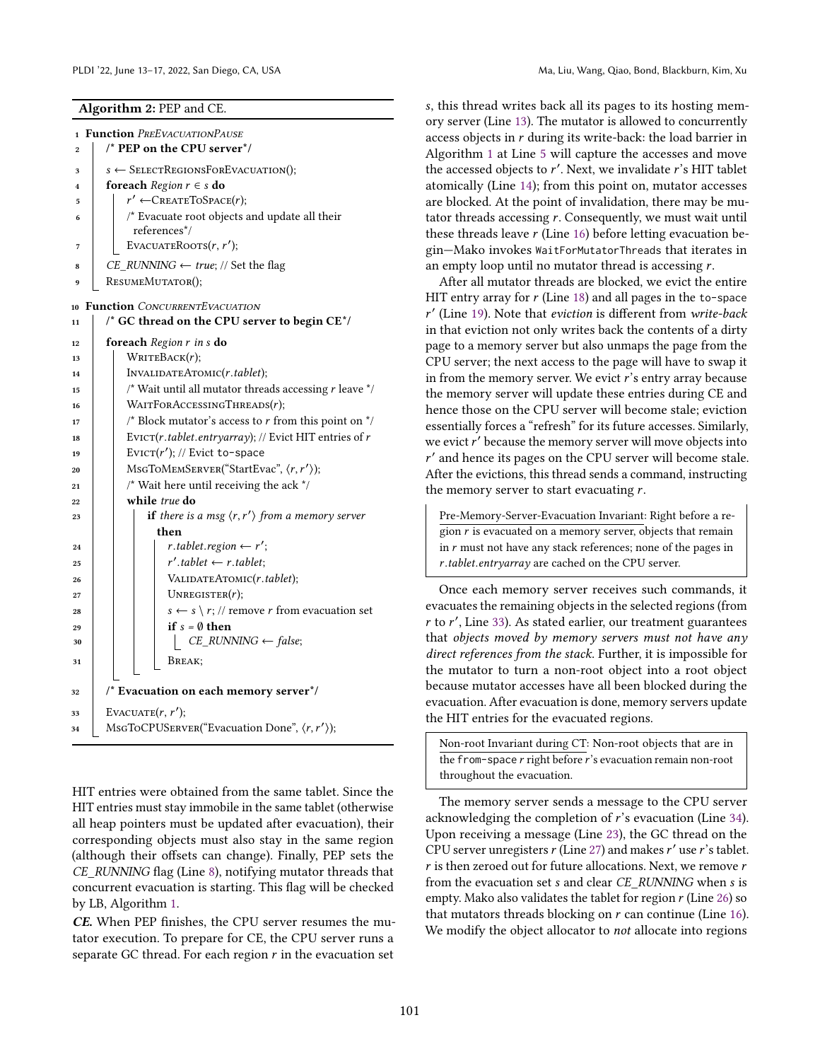**Algorithm 2:** PEP and CE.

```
1  Function PreEvacuationPause
2    /* PEP on the CPU server*/
3    s ← SelectRegionsForEvacuation();
4    foreach Region r ∈ s do
5      r′ ← CreateToSpace(r);
6      /* Evacuate root objects and update all their
         references*/
7      EvacuateRoots(r, r′);
8    CE_RUNNING ← true; // Set the flag
9    ResumeMutator();
10 Function ConcurrentEvacuation
11   /* GC thread on the CPU server to begin CE*/
12   foreach Region r in s do
13     WriteBack(r);
14     InvalidateAtomic(r.tablet);
15     /* Wait until all mutator threads accessing r leave */
16     WaitForAccessingThreads(r);
17     /* Block mutator's access to r from this point on */
18     Evict(r.tablet.entryarray); // Evict HIT entries of r
19     Evict(r′); // Evict to-space
20     MsgToMemServer("StartEvac", ⟨r, r′⟩);
21     /* Wait here until receiving the ack */
22     while true do
23       if there is a msg ⟨r, r′⟩ from a memory server
         then
24         r.tablet.region ← r′;
25         r′.tablet ← r.tablet;
26         ValidateAtomic(r.tablet);
27         Unregister(r);
28         s ← s \ r; // remove r from evacuation set
29         if s = ∅ then
30           CE_RUNNING ← false;
31         Break;
32   /* Evacuation on each memory server*/
33   Evacuate(r, r′);
34   MsgToCPUServer("Evacuation Done", ⟨r, r′⟩);
```

HIT entries were obtained from the same tablet. Since the HIT entries must stay immobile in the same tablet (otherwise all heap pointers must be updated after evacuation), their corresponding objects must also stay in the same region (although their offsets can change). Finally, PEP sets the *CE_RUNNING* flag (Line 8), notifying mutator threads that concurrent evacuation is starting. This flag will be checked by LB, Algorithm 1.

***CE.*** When PEP finishes, the CPU server resumes the mutator execution. To prepare for CE, the CPU server runs a separate GC thread. For each region $r$ in the evacuation set $s$, this thread writes back all its pages to its hosting memory server (Line 13). The mutator is allowed to concurrently access objects in $r$ during its write-back: the load barrier in Algorithm 1 at Line 5 will capture the accesses and move the accessed objects to $r'$. Next, we invalidate $r$'s HIT tablet atomically (Line 14); from this point on, mutator accesses are blocked. At the point of invalidation, there may be mutator threads accessing $r$. Consequently, we must wait until these threads leave $r$ (Line 16) before letting evacuation begin—Mako invokes `WaitForMutatorThreads` that iterates in an empty loop until no mutator thread is accessing $r$.

After all mutator threads are blocked, we evict the entire HIT entry array for $r$ (Line 18) and all pages in the `to-space` $r'$ (Line 19). Note that *eviction* is different from *write-back* in that eviction not only writes back the contents of a dirty page to a memory server but also unmaps the page from the CPU server; the next access to the page will have to swap it in from the memory server. We evict $r$'s entry array because the memory server will update these entries during CE and hence those on the CPU server will become stale; eviction essentially forces a "refresh" for its future accesses. Similarly, we evict $r'$ because the memory server will move objects into $r'$ and hence its pages on the CPU server will become stale. After the evictions, this thread sends a command, instructing the memory server to start evacuating $r$.

> Pre-Memory-Server-Evacuation Invariant: Right before a region $r$ is evacuated on a memory server, objects that remain in $r$ must not have any stack references; none of the pages in $r.tablet.entryarray$ are cached on the CPU server.

Once each memory server receives such commands, it evacuates the remaining objects in the selected regions (from $r$ to $r'$, Line 33). As stated earlier, our treatment guarantees that *objects moved by memory servers must not have any direct references from the stack*. Further, it is impossible for the mutator to turn a non-root object into a root object because mutator accesses have all been blocked during the evacuation. After evacuation is done, memory servers update the HIT entries for the evacuated regions.

> Non-root Invariant during CT: Non-root objects that are in the `from-space` $r$ right before $r$'s evacuation remain non-root throughout the evacuation.

The memory server sends a message to the CPU server acknowledging the completion of $r$'s evacuation (Line 34). Upon receiving a message (Line 23), the GC thread on the CPU server unregisters $r$ (Line 27) and makes $r'$ use $r$'s tablet. $r$ is then zeroed out for future allocations. Next, we remove $r$ from the evacuation set $s$ and clear *CE_RUNNING* when $s$ is empty. Mako also validates the tablet for region $r$ (Line 26) so that mutators threads blocking on $r$ can continue (Line 16). We modify the object allocator to *not* allocate into regions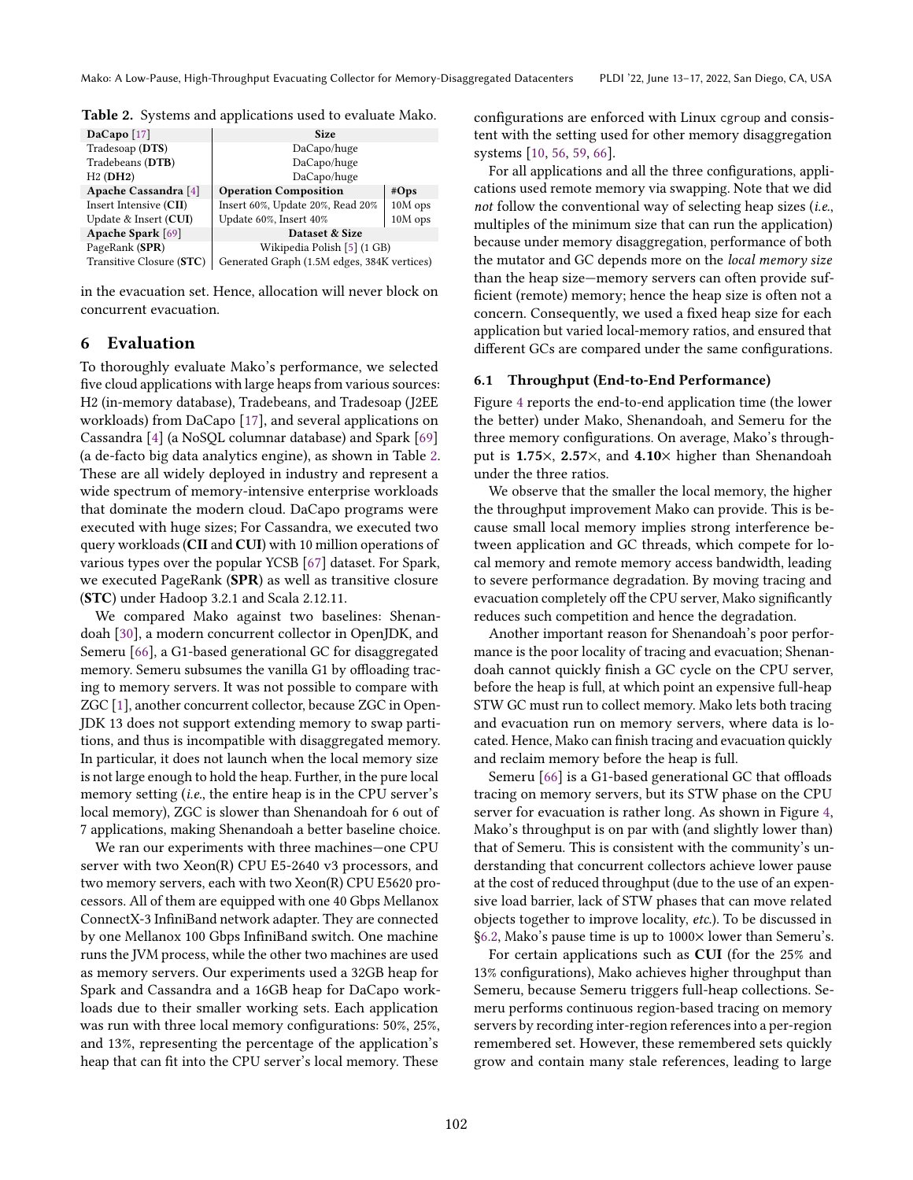**Table 2.** Systems and applications used to evaluate Mako.

| **DaCapo** [17] | **Size** | |
|---|---|---|
| Tradesoap (**DTS**) | DaCapo/huge | |
| Tradebeans (**DTB**) | DaCapo/huge | |
| H2 (**DH2**) | DaCapo/huge | |
| **Apache Cassandra** [4] | **Operation Composition** | **#Ops** |
| Insert Intensive (**CII**) | Insert 60%, Update 20%, Read 20% | 10M ops |
| Update & Insert (**CUI**) | Update 60%, Insert 40% | 10M ops |
| **Apache Spark** [69] | **Dataset & Size** | |
| PageRank (**SPR**) | Wikipedia Polish [5] (1 GB) | |
| Transitive Closure (**STC**) | Generated Graph (1.5M edges, 384K vertices) | |

in the evacuation set. Hence, allocation will never block on concurrent evacuation.

# 6 Evaluation

To thoroughly evaluate Mako's performance, we selected five cloud applications with large heaps from various sources: H2 (in-memory database), Tradebeans, and Tradesoap (J2EE workloads) from DaCapo [17], and several applications on Cassandra [4] (a NoSQL columnar database) and Spark [69] (a de-facto big data analytics engine), as shown in Table 2. These are all widely deployed in industry and represent a wide spectrum of memory-intensive enterprise workloads that dominate the modern cloud. DaCapo programs were executed with huge sizes; For Cassandra, we executed two query workloads (**CII** and **CUI**) with 10 million operations of various types over the popular YCSB [67] dataset. For Spark, we executed PageRank (**SPR**) as well as transitive closure (**STC**) under Hadoop 3.2.1 and Scala 2.12.11.

We compared Mako against two baselines: Shenandoah [30], a modern concurrent collector in OpenJDK, and Semeru [66], a G1-based generational GC for disaggregated memory. Semeru subsumes the vanilla G1 by offloading tracing to memory servers. It was not possible to compare with ZGC [1], another concurrent collector, because ZGC in OpenJDK 13 does not support extending memory to swap partitions, and thus is incompatible with disaggregated memory. In particular, it does not launch when the local memory size is not large enough to hold the heap. Further, in the pure local memory setting (*i.e.*, the entire heap is in the CPU server's local memory), ZGC is slower than Shenandoah for 6 out of 7 applications, making Shenandoah a better baseline choice.

We ran our experiments with three machines—one CPU server with two Xeon(R) CPU E5-2640 v3 processors, and two memory servers, each with two Xeon(R) CPU E5620 processors. All of them are equipped with one 40 Gbps Mellanox ConnectX-3 InfiniBand network adapter. They are connected by one Mellanox 100 Gbps InfiniBand switch. One machine runs the JVM process, while the other two machines are used as memory servers. Our experiments used a 32GB heap for Spark and Cassandra and a 16GB heap for DaCapo workloads due to their smaller working sets. Each application was run with three local memory configurations: 50%, 25%, and 13%, representing the percentage of the application's heap that can fit into the CPU server's local memory. These configurations are enforced with Linux cgroup and consistent with the setting used for other memory disaggregation systems [10, 56, 59, 66].

For all applications and all the three configurations, applications used remote memory via swapping. Note that we did *not* follow the conventional way of selecting heap sizes (*i.e.*, multiples of the minimum size that can run the application) because under memory disaggregation, performance of both the mutator and GC depends more on the *local memory size* than the heap size—memory servers can often provide sufficient (remote) memory; hence the heap size is often not a concern. Consequently, we used a fixed heap size for each application but varied local-memory ratios, and ensured that different GCs are compared under the same configurations.

## 6.1 Throughput (End-to-End Performance)

Figure 4 reports the end-to-end application time (the lower the better) under Mako, Shenandoah, and Semeru for the three memory configurations. On average, Mako's throughput is **1.75×**, **2.57×**, and **4.10×** higher than Shenandoah under the three ratios.

We observe that the smaller the local memory, the higher the throughput improvement Mako can provide. This is because small local memory implies strong interference between application and GC threads, which compete for local memory and remote memory access bandwidth, leading to severe performance degradation. By moving tracing and evacuation completely off the CPU server, Mako significantly reduces such competition and hence the degradation.

Another important reason for Shenandoah's poor performance is the poor locality of tracing and evacuation; Shenandoah cannot quickly finish a GC cycle on the CPU server, before the heap is full, at which point an expensive full-heap STW GC must run to collect memory. Mako lets both tracing and evacuation run on memory servers, where data is located. Hence, Mako can finish tracing and evacuation quickly and reclaim memory before the heap is full.

Semeru [66] is a G1-based generational GC that offloads tracing on memory servers, but its STW phase on the CPU server for evacuation is rather long. As shown in Figure 4, Mako's throughput is on par with (and slightly lower than) that of Semeru. This is consistent with the community's understanding that concurrent collectors achieve lower pause at the cost of reduced throughput (due to the use of an expensive load barrier, lack of STW phases that can move related objects together to improve locality, *etc.*). To be discussed in §6.2, Mako's pause time is up to 1000× lower than Semeru's.

For certain applications such as **CUI** (for the 25% and 13% configurations), Mako achieves higher throughput than Semeru, because Semeru triggers full-heap collections. Semeru performs continuous region-based tracing on memory servers by recording inter-region references into a per-region remembered set. However, these remembered sets quickly grow and contain many stale references, leading to large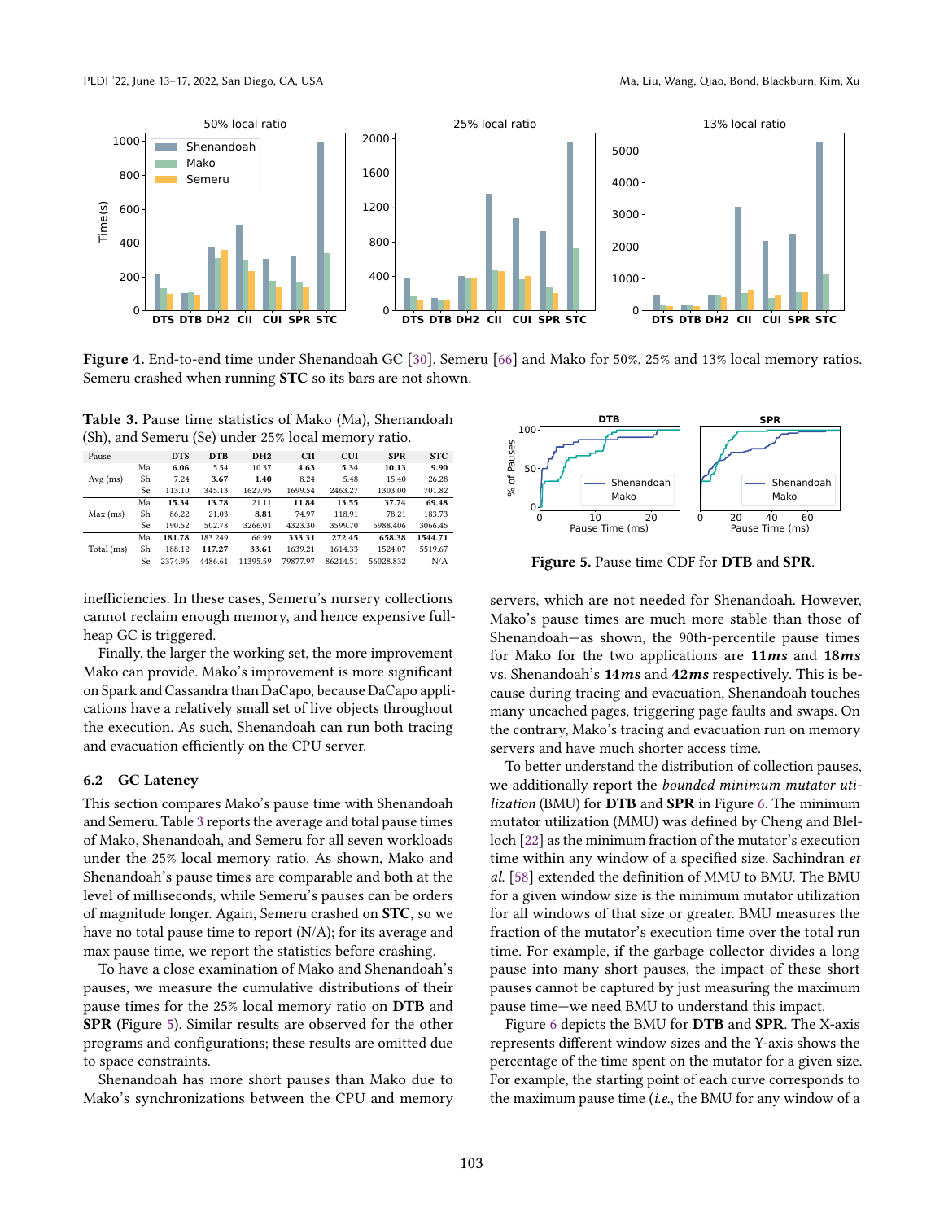**Figure 4.** End-to-end time under Shenandoah GC [30], Semeru [66] and Mako for 50%, 25% and 13% local memory ratios. Semeru crashed when running **STC** so its bars are not shown.

**Table 3.** Pause time statistics of Mako (Ma), Shenandoah (Sh), and Semeru (Se) under 25% local memory ratio.

| Pause | | DTS | DTB | DH2 | CII | CUI | SPR | STC |
|---|---|---|---|---|---|---|---|---|
| Avg (ms) | Ma | **6.06** | 5.54 | 10.37 | **4.63** | **5.34** | **10.13** | **9.90** |
| | Sh | 7.24 | **3.67** | **1.40** | 8.24 | 5.48 | 15.40 | 26.28 |
| | Se | 113.10 | 345.13 | 1627.95 | 1699.54 | 2463.27 | 1303.00 | 701.82 |
| Max (ms) | Ma | **15.34** | **13.78** | 21.11 | **11.84** | **13.55** | **37.74** | **69.48** |
| | Sh | 86.22 | 21.03 | **8.81** | 74.97 | 118.91 | 78.21 | 183.73 |
| | Se | 190.52 | 502.78 | 3266.01 | 4323.30 | 3599.70 | 5988.406 | 3066.45 |
| Total (ms) | Ma | **181.78** | 183.249 | 66.99 | **333.31** | **272.45** | **658.38** | **1544.71** |
| | Sh | 188.12 | **117.27** | **33.61** | 1639.21 | 1614.33 | 1524.07 | 5519.67 |
| | Se | 2374.96 | 4486.61 | 11395.59 | 79877.97 | 86214.51 | 56028.832 | N/A |

**Figure 5.** Pause time CDF for **DTB** and **SPR**.

inefficiencies. In these cases, Semeru's nursery collections cannot reclaim enough memory, and hence expensive full-heap GC is triggered.

Finally, the larger the working set, the more improvement Mako can provide. Mako's improvement is more significant on Spark and Cassandra than DaCapo, because DaCapo applications have a relatively small set of live objects throughout the execution. As such, Shenandoah can run both tracing and evacuation efficiently on the CPU server.

### 6.2 GC Latency

This section compares Mako's pause time with Shenandoah and Semeru. Table 3 reports the average and total pause times of Mako, Shenandoah, and Semeru for all seven workloads under the 25% local memory ratio. As shown, Mako and Shenandoah's pause times are comparable and both at the level of milliseconds, while Semeru's pauses can be orders of magnitude longer. Again, Semeru crashed on **STC**, so we have no total pause time to report (N/A); for its average and max pause time, we report the statistics before crashing.

To have a close examination of Mako and Shenandoah's pauses, we measure the cumulative distributions of their pause times for the 25% local memory ratio on **DTB** and **SPR** (Figure 5). Similar results are observed for the other programs and configurations; these results are omitted due to space constraints.

Shenandoah has more short pauses than Mako due to Mako's synchronizations between the CPU and memory servers, which are not needed for Shenandoah. However, Mako's pause times are much more stable than those of Shenandoah—as shown, the 90th-percentile pause times for Mako for the two applications are **11*ms*** and **18*ms*** vs. Shenandoah's **14*ms*** and **42*ms*** respectively. This is because during tracing and evacuation, Shenandoah touches many uncached pages, triggering page faults and swaps. On the contrary, Mako's tracing and evacuation run on memory servers and have much shorter access time.

To better understand the distribution of collection pauses, we additionally report the *bounded minimum mutator utilization* (BMU) for **DTB** and **SPR** in Figure 6. The minimum mutator utilization (MMU) was defined by Cheng and Blelloch [22] as the minimum fraction of the mutator's execution time within any window of a specified size. Sachindran *et al.* [58] extended the definition of MMU to BMU. The BMU for a given window size is the minimum mutator utilization for all windows of that size or greater. BMU measures the fraction of the mutator's execution time over the total run time. For example, if the garbage collector divides a long pause into many short pauses, the impact of these short pauses cannot be captured by just measuring the maximum pause time—we need BMU to understand this impact.

Figure 6 depicts the BMU for **DTB** and **SPR**. The X-axis represents different window sizes and the Y-axis shows the percentage of the time spent on the mutator for a given size. For example, the starting point of each curve corresponds to the maximum pause time (*i.e.*, the BMU for any window of a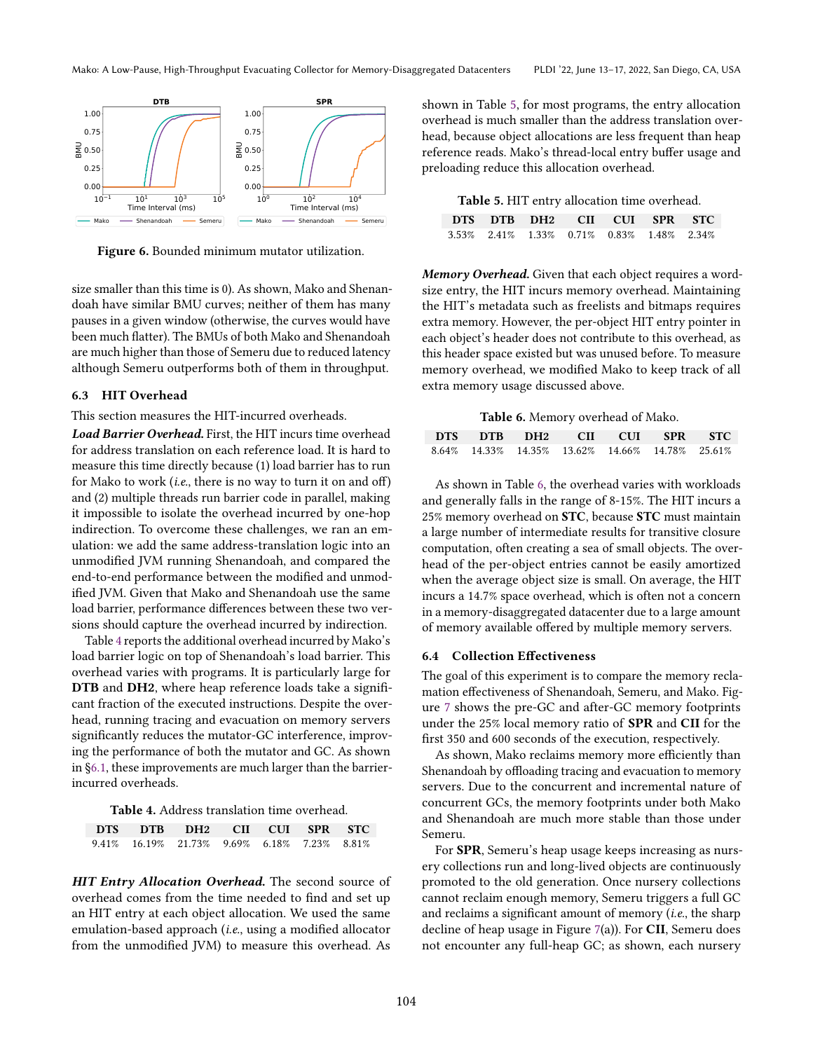Figure 6. Bounded minimum mutator utilization.

size smaller than this time is 0). As shown, Mako and Shenandoah have similar BMU curves; neither of them has many pauses in a given window (otherwise, the curves would have been much flatter). The BMUs of both Mako and Shenandoah are much higher than those of Semeru due to reduced latency although Semeru outperforms both of them in throughput.

### 6.3 HIT Overhead

This section measures the HIT-incurred overheads.

***Load Barrier Overhead.*** First, the HIT incurs time overhead for address translation on each reference load. It is hard to measure this time directly because (1) load barrier has to run for Mako to work (*i.e.*, there is no way to turn it on and off) and (2) multiple threads run barrier code in parallel, making it impossible to isolate the overhead incurred by one-hop indirection. To overcome these challenges, we ran an emulation: we add the same address-translation logic into an unmodified JVM running Shenandoah, and compared the end-to-end performance between the modified and unmodified JVM. Given that Mako and Shenandoah use the same load barrier, performance differences between these two versions should capture the overhead incurred by indirection.

Table 4 reports the additional overhead incurred by Mako's load barrier logic on top of Shenandoah's load barrier. This overhead varies with programs. It is particularly large for **DTB** and **DH2**, where heap reference loads take a significant fraction of the executed instructions. Despite the overhead, running tracing and evacuation on memory servers significantly reduces the mutator-GC interference, improving the performance of both the mutator and GC. As shown in §6.1, these improvements are much larger than the barrier-incurred overheads.

**Table 4.** Address translation time overhead.

| DTS | DTB | DH2 | CII | CUI | SPR | STC |
|---|---|---|---|---|---|---|
| 9.41% | 16.19% | 21.73% | 9.69% | 6.18% | 7.23% | 8.81% |

***HIT Entry Allocation Overhead.*** The second source of overhead comes from the time needed to find and set up an HIT entry at each object allocation. We used the same emulation-based approach (*i.e.*, using a modified allocator from the unmodified JVM) to measure this overhead. As shown in Table 5, for most programs, the entry allocation overhead is much smaller than the address translation overhead, because object allocations are less frequent than heap reference reads. Mako's thread-local entry buffer usage and preloading reduce this allocation overhead.

**Table 5.** HIT entry allocation time overhead.

| DTS | DTB | DH2 | CII | CUI | SPR | STC |
|---|---|---|---|---|---|---|
| 3.53% | 2.41% | 1.33% | 0.71% | 0.83% | 1.48% | 2.34% |

***Memory Overhead.*** Given that each object requires a word-size entry, the HIT incurs memory overhead. Maintaining the HIT's metadata such as freelists and bitmaps requires extra memory. However, the per-object HIT entry pointer in each object's header does not contribute to this overhead, as this header space existed but was unused before. To measure memory overhead, we modified Mako to keep track of all extra memory usage discussed above.

**Table 6.** Memory overhead of Mako.

| DTS | DTB | DH2 | CII | CUI | SPR | STC |
|---|---|---|---|---|---|---|
| 8.64% | 14.33% | 14.35% | 13.62% | 14.66% | 14.78% | 25.61% |

As shown in Table 6, the overhead varies with workloads and generally falls in the range of 8-15%. The HIT incurs a 25% memory overhead on **STC**, because **STC** must maintain a large number of intermediate results for transitive closure computation, often creating a sea of small objects. The overhead of the per-object entries cannot be easily amortized when the average object size is small. On average, the HIT incurs a 14.7% space overhead, which is often not a concern in a memory-disaggregated datacenter due to a large amount of memory available offered by multiple memory servers.

### 6.4 Collection Effectiveness

The goal of this experiment is to compare the memory reclamation effectiveness of Shenandoah, Semeru, and Mako. Figure 7 shows the pre-GC and after-GC memory footprints under the 25% local memory ratio of **SPR** and **CII** for the first 350 and 600 seconds of the execution, respectively.

As shown, Mako reclaims memory more efficiently than Shenandoah by offloading tracing and evacuation to memory servers. Due to the concurrent and incremental nature of concurrent GCs, the memory footprints under both Mako and Shenandoah are much more stable than those under Semeru.

For **SPR**, Semeru's heap usage keeps increasing as nursery collections run and long-lived objects are continuously promoted to the old generation. Once nursery collections cannot reclaim enough memory, Semeru triggers a full GC and reclaims a significant amount of memory (*i.e.*, the sharp decline of heap usage in Figure 7(a)). For **CII**, Semeru does not encounter any full-heap GC; as shown, each nursery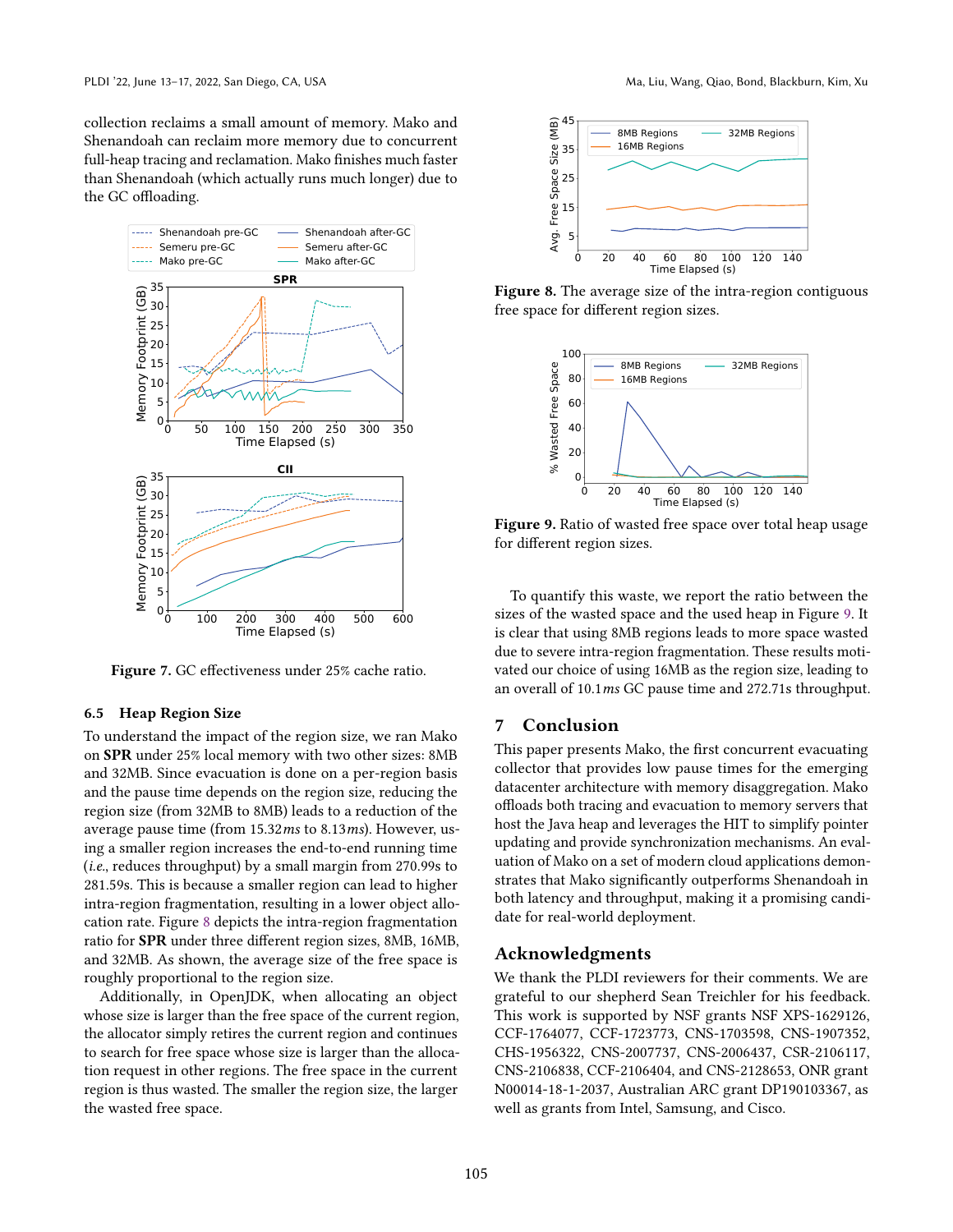collection reclaims a small amount of memory. Mako and Shenandoah can reclaim more memory due to concurrent full-heap tracing and reclamation. Mako finishes much faster than Shenandoah (which actually runs much longer) due to the GC offloading.

**Figure 7.** GC effectiveness under 25% cache ratio.

### 6.5 Heap Region Size

To understand the impact of the region size, we ran Mako on **SPR** under 25% local memory with two other sizes: 8MB and 32MB. Since evacuation is done on a per-region basis and the pause time depends on the region size, reducing the region size (from 32MB to 8MB) leads to a reduction of the average pause time (from 15.32*ms* to 8.13*ms*). However, using a smaller region increases the end-to-end running time (*i.e.*, reduces throughput) by a small margin from 270.99s to 281.59s. This is because a smaller region can lead to higher intra-region fragmentation, resulting in a lower object allocation rate. Figure 8 depicts the intra-region fragmentation ratio for **SPR** under three different region sizes, 8MB, 16MB, and 32MB. As shown, the average size of the free space is roughly proportional to the region size.

Additionally, in OpenJDK, when allocating an object whose size is larger than the free space of the current region, the allocator simply retires the current region and continues to search for free space whose size is larger than the allocation request in other regions. The free space in the current region is thus wasted. The smaller the region size, the larger the wasted free space.

**Figure 8.** The average size of the intra-region contiguous free space for different region sizes.

**Figure 9.** Ratio of wasted free space over total heap usage for different region sizes.

To quantify this waste, we report the ratio between the sizes of the wasted space and the used heap in Figure 9. It is clear that using 8MB regions leads to more space wasted due to severe intra-region fragmentation. These results motivated our choice of using 16MB as the region size, leading to an overall of 10.1*ms* GC pause time and 272.71s throughput.

## 7 Conclusion

This paper presents Mako, the first concurrent evacuating collector that provides low pause times for the emerging datacenter architecture with memory disaggregation. Mako offloads both tracing and evacuation to memory servers that host the Java heap and leverages the HIT to simplify pointer updating and provide synchronization mechanisms. An evaluation of Mako on a set of modern cloud applications demonstrates that Mako significantly outperforms Shenandoah in both latency and throughput, making it a promising candidate for real-world deployment.

## Acknowledgments

We thank the PLDI reviewers for their comments. We are grateful to our shepherd Sean Treichler for his feedback. This work is supported by NSF grants NSF XPS-1629126, CCF-1764077, CCF-1723773, CNS-1703598, CNS-1907352, CHS-1956322, CNS-2007737, CNS-2006437, CSR-2106117, CNS-2106838, CCF-2106404, and CNS-2128653, ONR grant N00014-18-1-2037, Australian ARC grant DP190103367, as well as grants from Intel, Samsung, and Cisco.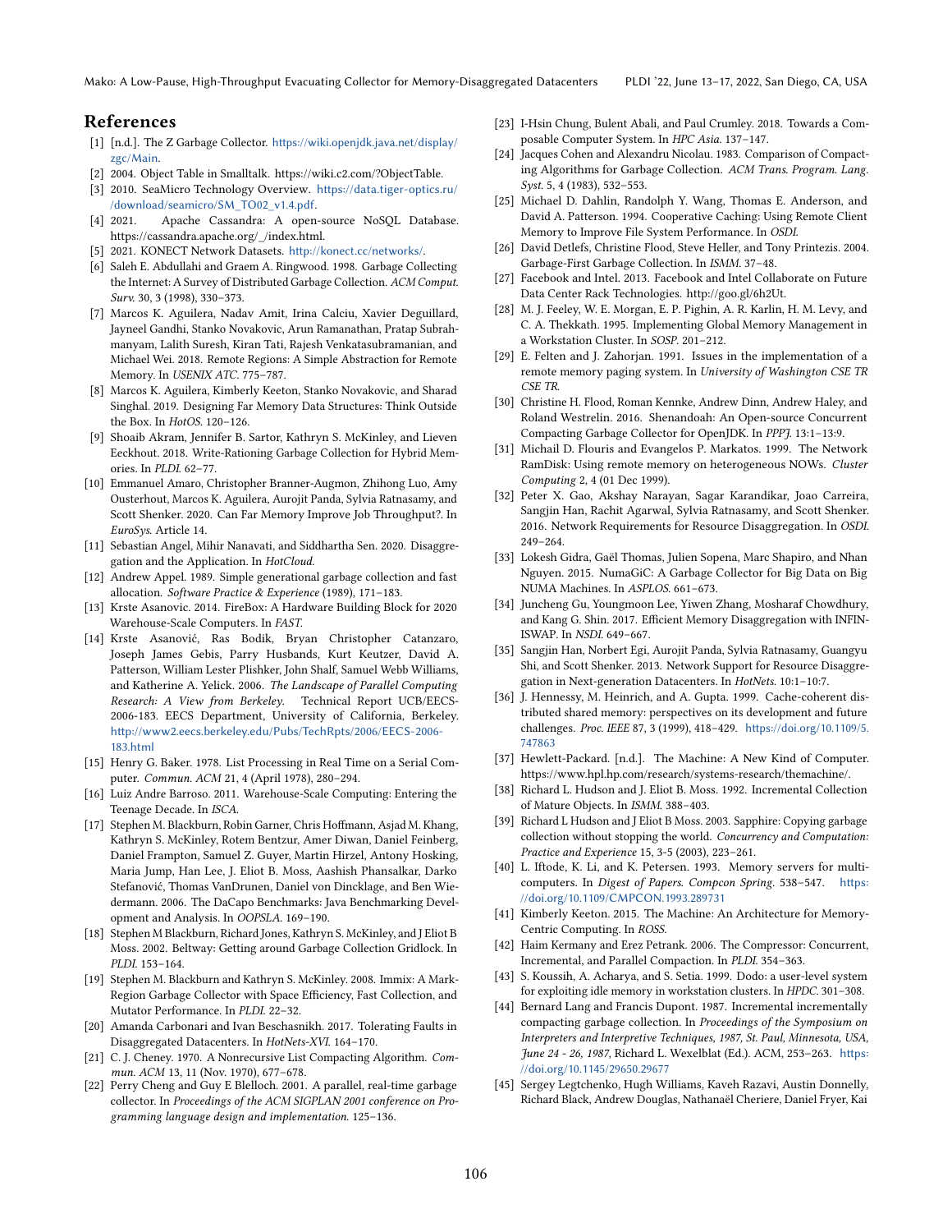## References

[1] [n.d.]. The Z Garbage Collector. https://wiki.openjdk.java.net/display/zgc/Main.

[2] 2004. Object Table in Smalltalk. https://wiki.c2.com/?ObjectTable.

[3] 2010. SeaMicro Technology Overview. https://data.tiger-optics.ru/download/seamicro/SM_TO02_v1.4.pdf.

[4] 2021. Apache Cassandra: A open-source NoSQL Database. https://cassandra.apache.org/_/index.html.

[5] 2021. KONECT Network Datasets. http://konect.cc/networks/.

[6] Saleh E. Abdullahi and Graem A. Ringwood. 1998. Garbage Collecting the Internet: A Survey of Distributed Garbage Collection. *ACM Comput. Surv.* 30, 3 (1998), 330–373.

[7] Marcos K. Aguilera, Nadav Amit, Irina Calciu, Xavier Deguillard, Jayneel Gandhi, Stanko Novakovic, Arun Ramanathan, Pratap Subrahmanyam, Lalith Suresh, Kiran Tati, Rajesh Venkatasubramanian, and Michael Wei. 2018. Remote Regions: A Simple Abstraction for Remote Memory. In *USENIX ATC*. 775–787.

[8] Marcos K. Aguilera, Kimberly Keeton, Stanko Novakovic, and Sharad Singhal. 2019. Designing Far Memory Data Structures: Think Outside the Box. In *HotOS*. 120–126.

[9] Shoaib Akram, Jennifer B. Sartor, Kathryn S. McKinley, and Lieven Eeckhout. 2018. Write-Rationing Garbage Collection for Hybrid Memories. In *PLDI*. 62–77.

[10] Emmanuel Amaro, Christopher Branner-Augmon, Zhihong Luo, Amy Ousterhout, Marcos K. Aguilera, Aurojit Panda, Sylvia Ratnasamy, and Scott Shenker. 2020. Can Far Memory Improve Job Throughput?. In *EuroSys*. Article 14.

[11] Sebastian Angel, Mihir Nanavati, and Siddhartha Sen. 2020. Disaggregation and the Application. In *HotCloud*.

[12] Andrew Appel. 1989. Simple generational garbage collection and fast allocation. *Software Practice & Experience* (1989), 171–183.

[13] Krste Asanovic. 2014. FireBox: A Hardware Building Block for 2020 Warehouse-Scale Computers. In *FAST*.

[14] Krste Asanović, Ras Bodik, Bryan Christopher Catanzaro, Joseph James Gebis, Parry Husbands, Kurt Keutzer, David A. Patterson, William Lester Plishker, John Shalf, Samuel Webb Williams, and Katherine A. Yelick. 2006. *The Landscape of Parallel Computing Research: A View from Berkeley*. Technical Report UCB/EECS-2006-183. EECS Department, University of California, Berkeley. http://www2.eecs.berkeley.edu/Pubs/TechRpts/2006/EECS-2006-183.html

[15] Henry G. Baker. 1978. List Processing in Real Time on a Serial Computer. *Commun. ACM* 21, 4 (April 1978), 280–294.

[16] Luiz Andre Barroso. 2011. Warehouse-Scale Computing: Entering the Teenage Decade. In *ISCA*.

[17] Stephen M. Blackburn, Robin Garner, Chris Hoffmann, Asjad M. Khang, Kathryn S. McKinley, Rotem Bentzur, Amer Diwan, Daniel Feinberg, Daniel Frampton, Samuel Z. Guyer, Martin Hirzel, Antony Hosking, Maria Jump, Han Lee, J. Eliot B. Moss, Aashish Phansalkar, Darko Stefanović, Thomas VanDrunen, Daniel von Dincklage, and Ben Wiedermann. 2006. The DaCapo Benchmarks: Java Benchmarking Development and Analysis. In *OOPSLA*. 169–190.

[18] Stephen M Blackburn, Richard Jones, Kathryn S. McKinley, and J Eliot B Moss. 2002. Beltway: Getting around Garbage Collection Gridlock. In *PLDI*. 153–164.

[19] Stephen M. Blackburn and Kathryn S. McKinley. 2008. Immix: A Mark-Region Garbage Collector with Space Efficiency, Fast Collection, and Mutator Performance. In *PLDI*. 22–32.

[20] Amanda Carbonari and Ivan Beschasnikh. 2017. Tolerating Faults in Disaggregated Datacenters. In *HotNets-XVI*. 164–170.

[21] C. J. Cheney. 1970. A Nonrecursive List Compacting Algorithm. *Commun. ACM* 13, 11 (Nov. 1970), 677–678.

[22] Perry Cheng and Guy E Blelloch. 2001. A parallel, real-time garbage collector. In *Proceedings of the ACM SIGPLAN 2001 conference on Programming language design and implementation*. 125–136.

[23] I-Hsin Chung, Bulent Abali, and Paul Crumley. 2018. Towards a Composable Computer System. In *HPC Asia*. 137–147.

[24] Jacques Cohen and Alexandru Nicolau. 1983. Comparison of Compacting Algorithms for Garbage Collection. *ACM Trans. Program. Lang. Syst.* 5, 4 (1983), 532–553.

[25] Michael D. Dahlin, Randolph Y. Wang, Thomas E. Anderson, and David A. Patterson. 1994. Cooperative Caching: Using Remote Client Memory to Improve File System Performance. In *OSDI*.

[26] David Detlefs, Christine Flood, Steve Heller, and Tony Printezis. 2004. Garbage-First Garbage Collection. In *ISMM*. 37–48.

[27] Facebook and Intel. 2013. Facebook and Intel Collaborate on Future Data Center Rack Technologies. http://goo.gl/6h2Ut.

[28] M. J. Feeley, W. E. Morgan, E. P. Pighin, A. R. Karlin, H. M. Levy, and C. A. Thekkath. 1995. Implementing Global Memory Management in a Workstation Cluster. In *SOSP*. 201–212.

[29] E. Felten and J. Zahorjan. 1991. Issues in the implementation of a remote memory paging system. In *University of Washington CSE TR CSE TR*.

[30] Christine H. Flood, Roman Kennke, Andrew Dinn, Andrew Haley, and Roland Westrelin. 2016. Shenandoah: An Open-source Concurrent Compacting Garbage Collector for OpenJDK. In *PPPJ*. 13:1–13:9.

[31] Michail D. Flouris and Evangelos P. Markatos. 1999. The Network RamDisk: Using remote memory on heterogeneous NOWs. *Cluster Computing* 2, 4 (01 Dec 1999).

[32] Peter X. Gao, Akshay Narayan, Sagar Karandikar, Joao Carreira, Sangjin Han, Rachit Agarwal, Sylvia Ratnasamy, and Scott Shenker. 2016. Network Requirements for Resource Disaggregation. In *OSDI*. 249–264.

[33] Lokesh Gidra, Gaël Thomas, Julien Sopena, Marc Shapiro, and Nhan Nguyen. 2015. NumaGiC: A Garbage Collector for Big Data on Big NUMA Machines. In *ASPLOS*. 661–673.

[34] Juncheng Gu, Youngmoon Lee, Yiwen Zhang, Mosharaf Chowdhury, and Kang G. Shin. 2017. Efficient Memory Disaggregation with INFINISWAP. In *NSDI*. 649–667.

[35] Sangjin Han, Norbert Egi, Aurojit Panda, Sylvia Ratnasamy, Guangyu Shi, and Scott Shenker. 2013. Network Support for Resource Disaggregation in Next-generation Datacenters. In *HotNets*. 10:1–10:7.

[36] J. Hennessy, M. Heinrich, and A. Gupta. 1999. Cache-coherent distributed shared memory: perspectives on its development and future challenges. *Proc. IEEE* 87, 3 (1999), 418–429. https://doi.org/10.1109/5.747863

[37] Hewlett-Packard. [n.d.]. The Machine: A New Kind of Computer. https://www.hpl.hp.com/research/systems-research/themachine/.

[38] Richard L. Hudson and J. Eliot B. Moss. 1992. Incremental Collection of Mature Objects. In *ISMM*. 388–403.

[39] Richard L Hudson and J Eliot B Moss. 2003. Sapphire: Copying garbage collection without stopping the world. *Concurrency and Computation: Practice and Experience* 15, 3-5 (2003), 223–261.

[40] L. Iftode, K. Li, and K. Petersen. 1993. Memory servers for multicomputers. In *Digest of Papers. Compcon Spring*. 538–547. https://doi.org/10.1109/CMPCON.1993.289731

[41] Kimberly Keeton. 2015. The Machine: An Architecture for Memory-Centric Computing. In *ROSS*.

[42] Haim Kermany and Erez Petrank. 2006. The Compressor: Concurrent, Incremental, and Parallel Compaction. In *PLDI*. 354–363.

[43] S. Koussih, A. Acharya, and S. Setia. 1999. Dodo: a user-level system for exploiting idle memory in workstation clusters. In *HPDC*. 301–308.

[44] Bernard Lang and Francis Dupont. 1987. Incremental incrementally compacting garbage collection. In *Proceedings of the Symposium on Interpreters and Interpretive Techniques, 1987, St. Paul, Minnesota, USA, June 24 - 26, 1987*, Richard L. Wexelblat (Ed.). ACM, 253–263. https://doi.org/10.1145/29650.29677

[45] Sergey Legtchenko, Hugh Williams, Kaveh Razavi, Austin Donnelly, Richard Black, Andrew Douglas, Nathanaël Cheriere, Daniel Fryer, Kai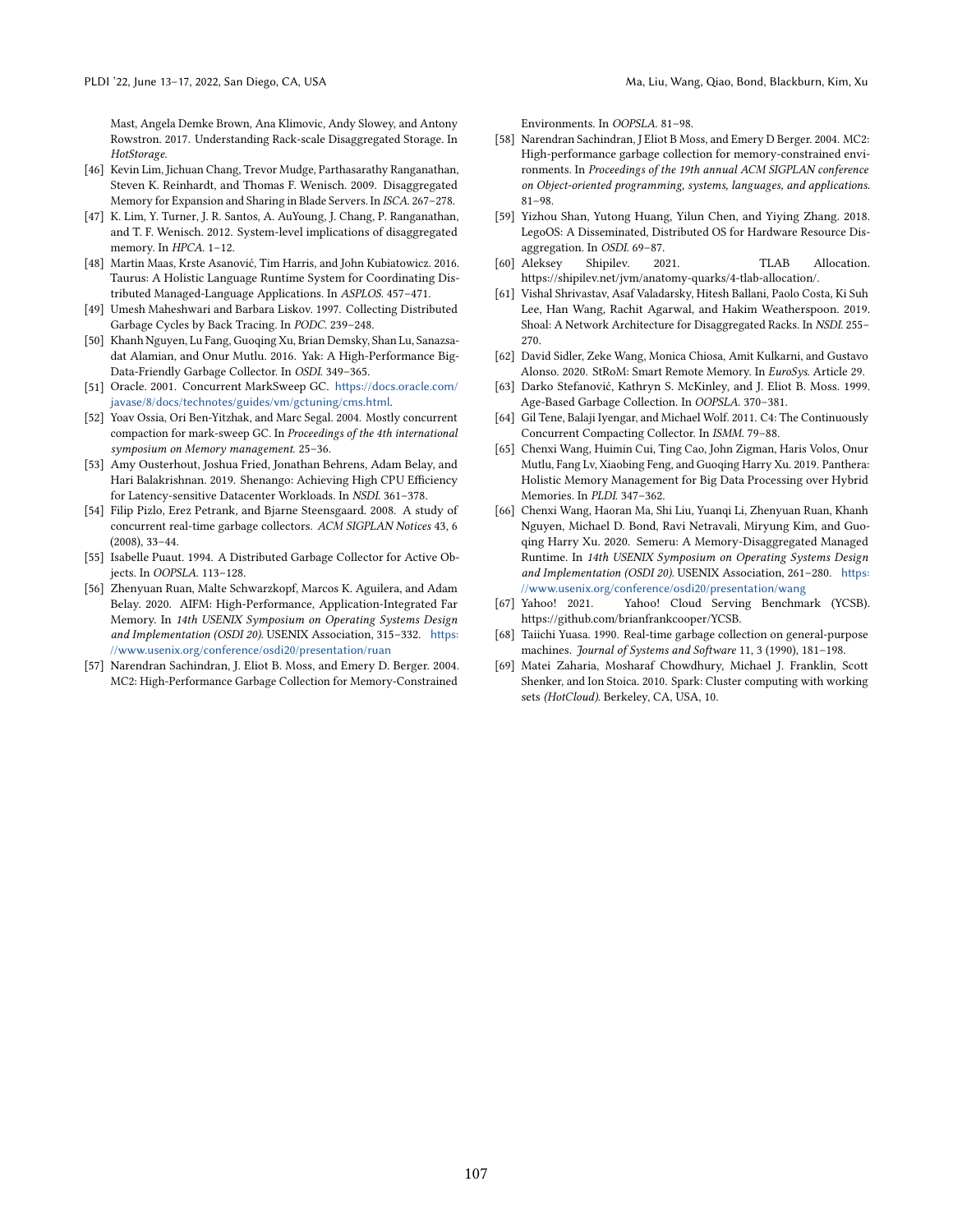Mast, Angela Demke Brown, Ana Klimovic, Andy Slowey, and Antony Rowstron. 2017. Understanding Rack-scale Disaggregated Storage. In *HotStorage*.

[46] Kevin Lim, Jichuan Chang, Trevor Mudge, Parthasarathy Ranganathan, Steven K. Reinhardt, and Thomas F. Wenisch. 2009. Disaggregated Memory for Expansion and Sharing in Blade Servers. In *ISCA*. 267–278.

[47] K. Lim, Y. Turner, J. R. Santos, A. AuYoung, J. Chang, P. Ranganathan, and T. F. Wenisch. 2012. System-level implications of disaggregated memory. In *HPCA*. 1–12.

[48] Martin Maas, Krste Asanović, Tim Harris, and John Kubiatowicz. 2016. Taurus: A Holistic Language Runtime System for Coordinating Distributed Managed-Language Applications. In *ASPLOS*. 457–471.

[49] Umesh Maheshwari and Barbara Liskov. 1997. Collecting Distributed Garbage Cycles by Back Tracing. In *PODC*. 239–248.

[50] Khanh Nguyen, Lu Fang, Guoqing Xu, Brian Demsky, Shan Lu, Sanazsadat Alamian, and Onur Mutlu. 2016. Yak: A High-Performance Big-Data-Friendly Garbage Collector. In *OSDI*. 349–365.

[51] Oracle. 2001. Concurrent MarkSweep GC. https://docs.oracle.com/javase/8/docs/technotes/guides/vm/gctuning/cms.html.

[52] Yoav Ossia, Ori Ben-Yitzhak, and Marc Segal. 2004. Mostly concurrent compaction for mark-sweep GC. In *Proceedings of the 4th international symposium on Memory management*. 25–36.

[53] Amy Ousterhout, Joshua Fried, Jonathan Behrens, Adam Belay, and Hari Balakrishnan. 2019. Shenango: Achieving High CPU Efficiency for Latency-sensitive Datacenter Workloads. In *NSDI*. 361–378.

[54] Filip Pizlo, Erez Petrank, and Bjarne Steensgaard. 2008. A study of concurrent real-time garbage collectors. *ACM SIGPLAN Notices* 43, 6 (2008), 33–44.

[55] Isabelle Puaut. 1994. A Distributed Garbage Collector for Active Objects. In *OOPSLA*. 113–128.

[56] Zhenyuan Ruan, Malte Schwarzkopf, Marcos K. Aguilera, and Adam Belay. 2020. AIFM: High-Performance, Application-Integrated Far Memory. In *14th USENIX Symposium on Operating Systems Design and Implementation (OSDI 20)*. USENIX Association, 315–332. https://www.usenix.org/conference/osdi20/presentation/ruan

[57] Narendran Sachindran, J. Eliot B. Moss, and Emery D. Berger. 2004. MC2: High-Performance Garbage Collection for Memory-Constrained Environments. In *OOPSLA*. 81–98.

[58] Narendran Sachindran, J Eliot B Moss, and Emery D Berger. 2004. MC2: High-performance garbage collection for memory-constrained environments. In *Proceedings of the 19th annual ACM SIGPLAN conference on Object-oriented programming, systems, languages, and applications*. 81–98.

[59] Yizhou Shan, Yutong Huang, Yilun Chen, and Yiying Zhang. 2018. LegoOS: A Disseminated, Distributed OS for Hardware Resource Disaggregation. In *OSDI*. 69–87.

[60] Aleksey Shipilev. 2021. TLAB Allocation. https://shipilev.net/jvm/anatomy-quarks/4-tlab-allocation/.

[61] Vishal Shrivastav, Asaf Valadarsky, Hitesh Ballani, Paolo Costa, Ki Suh Lee, Han Wang, Rachit Agarwal, and Hakim Weatherspoon. 2019. Shoal: A Network Architecture for Disaggregated Racks. In *NSDI*. 255–270.

[62] David Sidler, Zeke Wang, Monica Chiosa, Amit Kulkarni, and Gustavo Alonso. 2020. StRoM: Smart Remote Memory. In *EuroSys*. Article 29.

[63] Darko Stefanović, Kathryn S. McKinley, and J. Eliot B. Moss. 1999. Age-Based Garbage Collection. In *OOPSLA*. 370–381.

[64] Gil Tene, Balaji Iyengar, and Michael Wolf. 2011. C4: The Continuously Concurrent Compacting Collector. In *ISMM*. 79–88.

[65] Chenxi Wang, Huimin Cui, Ting Cao, John Zigman, Haris Volos, Onur Mutlu, Fang Lv, Xiaobing Feng, and Guoqing Harry Xu. 2019. Panthera: Holistic Memory Management for Big Data Processing over Hybrid Memories. In *PLDI*. 347–362.

[66] Chenxi Wang, Haoran Ma, Shi Liu, Yuanqi Li, Zhenyuan Ruan, Khanh Nguyen, Michael D. Bond, Ravi Netravali, Miryung Kim, and Guoqing Harry Xu. 2020. Semeru: A Memory-Disaggregated Managed Runtime. In *14th USENIX Symposium on Operating Systems Design and Implementation (OSDI 20)*. USENIX Association, 261–280. https://www.usenix.org/conference/osdi20/presentation/wang

[67] Yahoo! 2021. Yahoo! Cloud Serving Benchmark (YCSB). https://github.com/brianfrankcooper/YCSB.

[68] Taiichi Yuasa. 1990. Real-time garbage collection on general-purpose machines. *Journal of Systems and Software* 11, 3 (1990), 181–198.

[69] Matei Zaharia, Mosharaf Chowdhury, Michael J. Franklin, Scott Shenker, and Ion Stoica. 2010. Spark: Cluster computing with working sets *(HotCloud)*. Berkeley, CA, USA, 10.